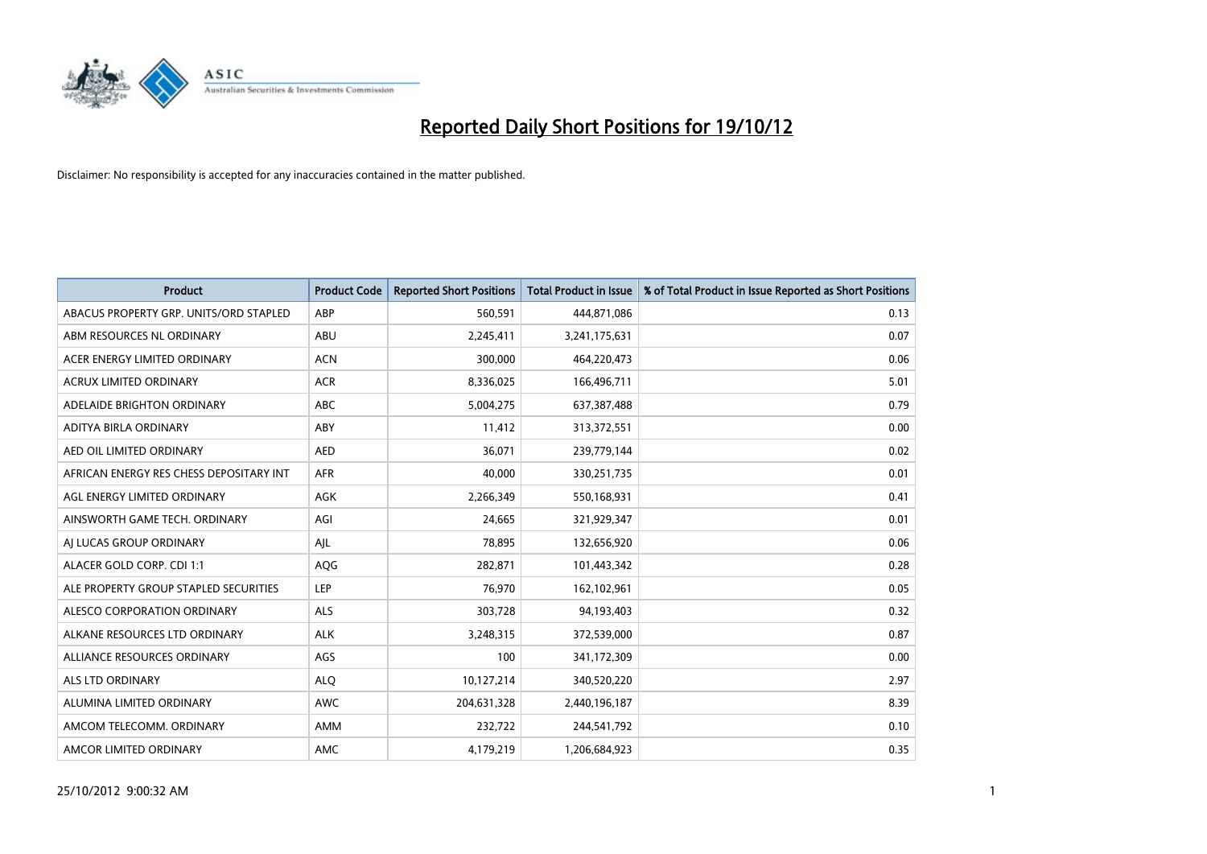# Reported Daily Short Positions for 19/10/12

Disclaimer: No responsibility is accepted for any inaccuracies contained in the matter published.

| Product | Product Code | Reported Short Positions | Total Product in Issue | % of Total Product in Issue Reported as Short Positions |
|---|---|---|---|---|
| ABACUS PROPERTY GRP. UNITS/ORD STAPLED | ABP | 560,591 | 444,871,086 | 0.13 |
| ABM RESOURCES NL ORDINARY | ABU | 2,245,411 | 3,241,175,631 | 0.07 |
| ACER ENERGY LIMITED ORDINARY | ACN | 300,000 | 464,220,473 | 0.06 |
| ACRUX LIMITED ORDINARY | ACR | 8,336,025 | 166,496,711 | 5.01 |
| ADELAIDE BRIGHTON ORDINARY | ABC | 5,004,275 | 637,387,488 | 0.79 |
| ADITYA BIRLA ORDINARY | ABY | 11,412 | 313,372,551 | 0.00 |
| AED OIL LIMITED ORDINARY | AED | 36,071 | 239,779,144 | 0.02 |
| AFRICAN ENERGY RES CHESS DEPOSITARY INT | AFR | 40,000 | 330,251,735 | 0.01 |
| AGL ENERGY LIMITED ORDINARY | AGK | 2,266,349 | 550,168,931 | 0.41 |
| AINSWORTH GAME TECH. ORDINARY | AGI | 24,665 | 321,929,347 | 0.01 |
| AJ LUCAS GROUP ORDINARY | AJL | 78,895 | 132,656,920 | 0.06 |
| ALACER GOLD CORP. CDI 1:1 | AQG | 282,871 | 101,443,342 | 0.28 |
| ALE PROPERTY GROUP STAPLED SECURITIES | LEP | 76,970 | 162,102,961 | 0.05 |
| ALESCO CORPORATION ORDINARY | ALS | 303,728 | 94,193,403 | 0.32 |
| ALKANE RESOURCES LTD ORDINARY | ALK | 3,248,315 | 372,539,000 | 0.87 |
| ALLIANCE RESOURCES ORDINARY | AGS | 100 | 341,172,309 | 0.00 |
| ALS LTD ORDINARY | ALQ | 10,127,214 | 340,520,220 | 2.97 |
| ALUMINA LIMITED ORDINARY | AWC | 204,631,328 | 2,440,196,187 | 8.39 |
| AMCOM TELECOMM. ORDINARY | AMM | 232,722 | 244,541,792 | 0.10 |
| AMCOR LIMITED ORDINARY | AMC | 4,179,219 | 1,206,684,923 | 0.35 |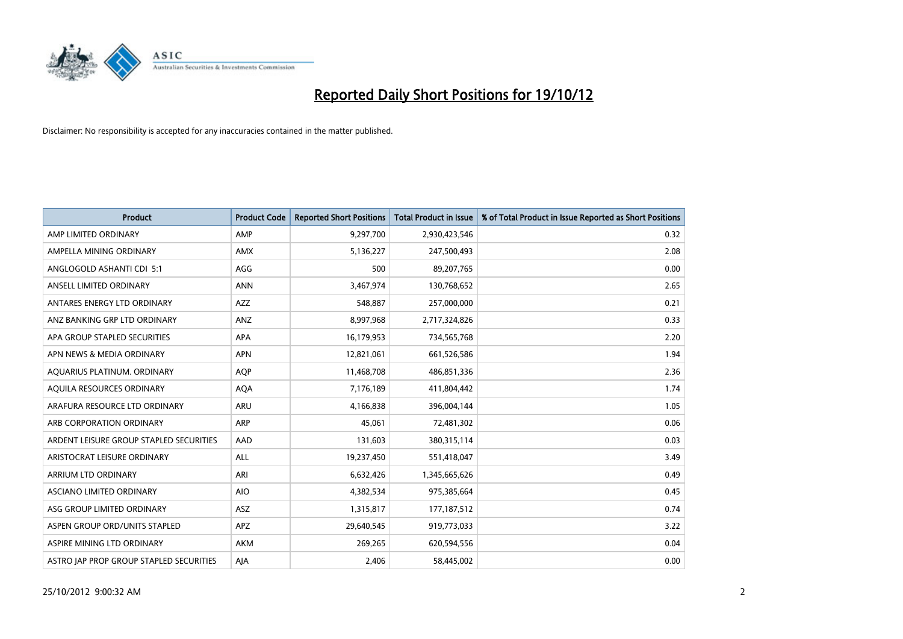# Reported Daily Short Positions for 19/10/12

Disclaimer: No responsibility is accepted for any inaccuracies contained in the matter published.

| Product | Product Code | Reported Short Positions | Total Product in Issue | % of Total Product in Issue Reported as Short Positions |
|---|---|---|---|---|
| AMP LIMITED ORDINARY | AMP | 9,297,700 | 2,930,423,546 | 0.32 |
| AMPELLA MINING ORDINARY | AMX | 5,136,227 | 247,500,493 | 2.08 |
| ANGLOGOLD ASHANTI CDI 5:1 | AGG | 500 | 89,207,765 | 0.00 |
| ANSELL LIMITED ORDINARY | ANN | 3,467,974 | 130,768,652 | 2.65 |
| ANTARES ENERGY LTD ORDINARY | AZZ | 548,887 | 257,000,000 | 0.21 |
| ANZ BANKING GRP LTD ORDINARY | ANZ | 8,997,968 | 2,717,324,826 | 0.33 |
| APA GROUP STAPLED SECURITIES | APA | 16,179,953 | 734,565,768 | 2.20 |
| APN NEWS & MEDIA ORDINARY | APN | 12,821,061 | 661,526,586 | 1.94 |
| AQUARIUS PLATINUM. ORDINARY | AQP | 11,468,708 | 486,851,336 | 2.36 |
| AQUILA RESOURCES ORDINARY | AQA | 7,176,189 | 411,804,442 | 1.74 |
| ARAFURA RESOURCE LTD ORDINARY | ARU | 4,166,838 | 396,004,144 | 1.05 |
| ARB CORPORATION ORDINARY | ARP | 45,061 | 72,481,302 | 0.06 |
| ARDENT LEISURE GROUP STAPLED SECURITIES | AAD | 131,603 | 380,315,114 | 0.03 |
| ARISTOCRAT LEISURE ORDINARY | ALL | 19,237,450 | 551,418,047 | 3.49 |
| ARRIUM LTD ORDINARY | ARI | 6,632,426 | 1,345,665,626 | 0.49 |
| ASCIANO LIMITED ORDINARY | AIO | 4,382,534 | 975,385,664 | 0.45 |
| ASG GROUP LIMITED ORDINARY | ASZ | 1,315,817 | 177,187,512 | 0.74 |
| ASPEN GROUP ORD/UNITS STAPLED | APZ | 29,640,545 | 919,773,033 | 3.22 |
| ASPIRE MINING LTD ORDINARY | AKM | 269,265 | 620,594,556 | 0.04 |
| ASTRO JAP PROP GROUP STAPLED SECURITIES | AJA | 2,406 | 58,445,002 | 0.00 |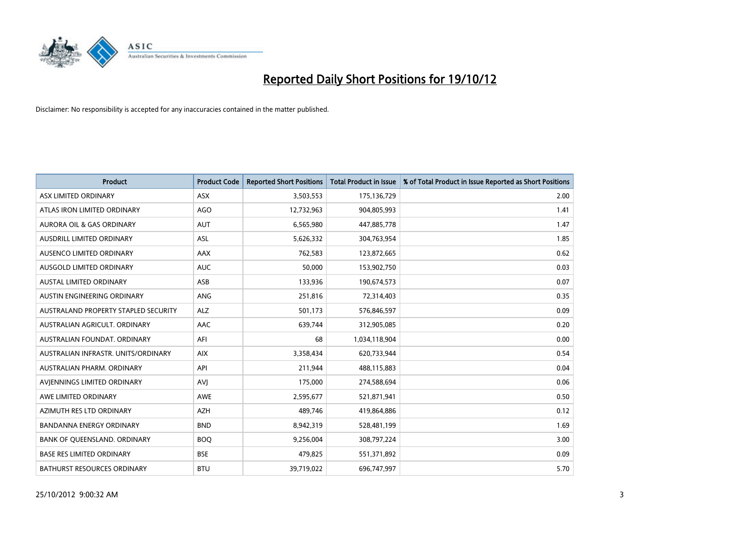# Reported Daily Short Positions for 19/10/12

Disclaimer: No responsibility is accepted for any inaccuracies contained in the matter published.

| Product | Product Code | Reported Short Positions | Total Product in Issue | % of Total Product in Issue Reported as Short Positions |
|---|---|---|---|---|
| ASX LIMITED ORDINARY | ASX | 3,503,553 | 175,136,729 | 2.00 |
| ATLAS IRON LIMITED ORDINARY | AGO | 12,732,963 | 904,805,993 | 1.41 |
| AURORA OIL & GAS ORDINARY | AUT | 6,565,980 | 447,885,778 | 1.47 |
| AUSDRILL LIMITED ORDINARY | ASL | 5,626,332 | 304,763,954 | 1.85 |
| AUSENCO LIMITED ORDINARY | AAX | 762,583 | 123,872,665 | 0.62 |
| AUSGOLD LIMITED ORDINARY | AUC | 50,000 | 153,902,750 | 0.03 |
| AUSTAL LIMITED ORDINARY | ASB | 133,936 | 190,674,573 | 0.07 |
| AUSTIN ENGINEERING ORDINARY | ANG | 251,816 | 72,314,403 | 0.35 |
| AUSTRALAND PROPERTY STAPLED SECURITY | ALZ | 501,173 | 576,846,597 | 0.09 |
| AUSTRALIAN AGRICULT. ORDINARY | AAC | 639,744 | 312,905,085 | 0.20 |
| AUSTRALIAN FOUNDAT. ORDINARY | AFI | 68 | 1,034,118,904 | 0.00 |
| AUSTRALIAN INFRASTR. UNITS/ORDINARY | AIX | 3,358,434 | 620,733,944 | 0.54 |
| AUSTRALIAN PHARM. ORDINARY | API | 211,944 | 488,115,883 | 0.04 |
| AVJENNINGS LIMITED ORDINARY | AVJ | 175,000 | 274,588,694 | 0.06 |
| AWE LIMITED ORDINARY | AWE | 2,595,677 | 521,871,941 | 0.50 |
| AZIMUTH RES LTD ORDINARY | AZH | 489,746 | 419,864,886 | 0.12 |
| BANDANNA ENERGY ORDINARY | BND | 8,942,319 | 528,481,199 | 1.69 |
| BANK OF QUEENSLAND. ORDINARY | BOQ | 9,256,004 | 308,797,224 | 3.00 |
| BASE RES LIMITED ORDINARY | BSE | 479,825 | 551,371,892 | 0.09 |
| BATHURST RESOURCES ORDINARY | BTU | 39,719,022 | 696,747,997 | 5.70 |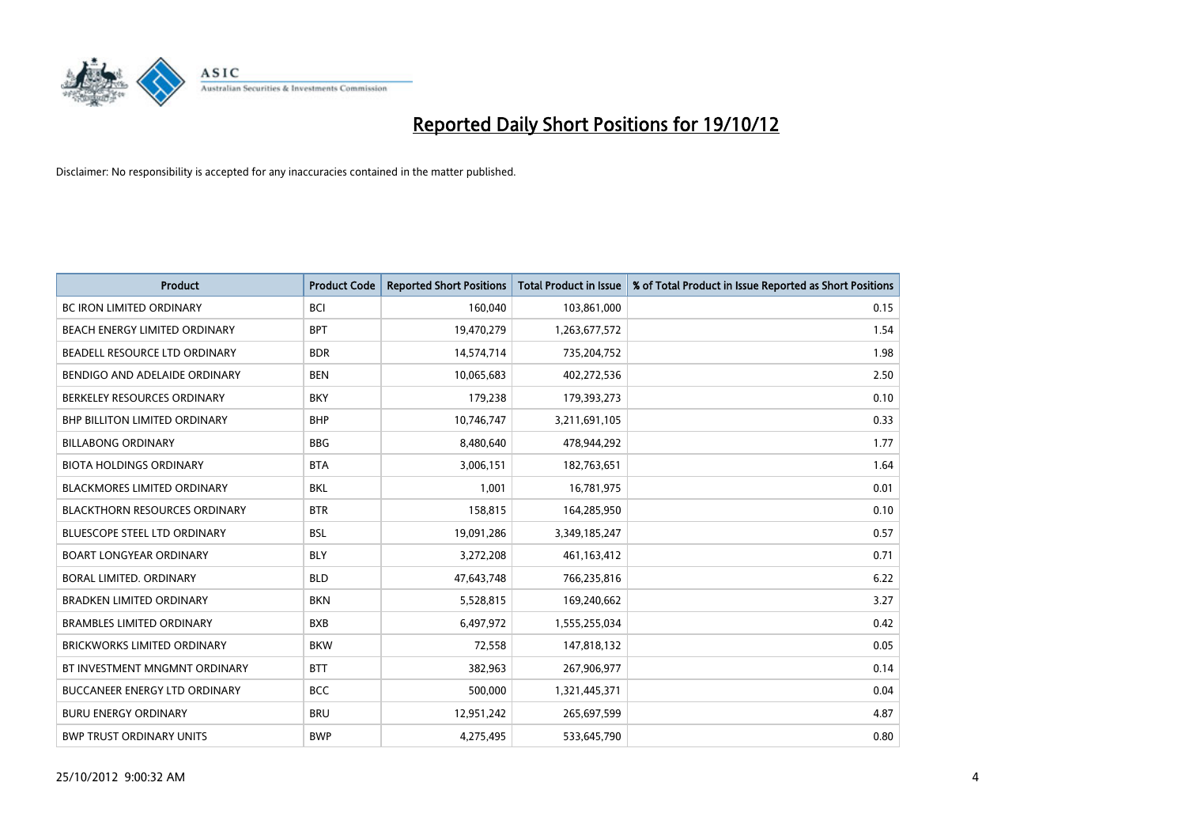# Reported Daily Short Positions for 19/10/12

Disclaimer: No responsibility is accepted for any inaccuracies contained in the matter published.

| Product | Product Code | Reported Short Positions | Total Product in Issue | % of Total Product in Issue Reported as Short Positions |
|---|---|---|---|---|
| BC IRON LIMITED ORDINARY | BCI | 160,040 | 103,861,000 | 0.15 |
| BEACH ENERGY LIMITED ORDINARY | BPT | 19,470,279 | 1,263,677,572 | 1.54 |
| BEADELL RESOURCE LTD ORDINARY | BDR | 14,574,714 | 735,204,752 | 1.98 |
| BENDIGO AND ADELAIDE ORDINARY | BEN | 10,065,683 | 402,272,536 | 2.50 |
| BERKELEY RESOURCES ORDINARY | BKY | 179,238 | 179,393,273 | 0.10 |
| BHP BILLITON LIMITED ORDINARY | BHP | 10,746,747 | 3,211,691,105 | 0.33 |
| BILLABONG ORDINARY | BBG | 8,480,640 | 478,944,292 | 1.77 |
| BIOTA HOLDINGS ORDINARY | BTA | 3,006,151 | 182,763,651 | 1.64 |
| BLACKMORES LIMITED ORDINARY | BKL | 1,001 | 16,781,975 | 0.01 |
| BLACKTHORN RESOURCES ORDINARY | BTR | 158,815 | 164,285,950 | 0.10 |
| BLUESCOPE STEEL LTD ORDINARY | BSL | 19,091,286 | 3,349,185,247 | 0.57 |
| BOART LONGYEAR ORDINARY | BLY | 3,272,208 | 461,163,412 | 0.71 |
| BORAL LIMITED. ORDINARY | BLD | 47,643,748 | 766,235,816 | 6.22 |
| BRADKEN LIMITED ORDINARY | BKN | 5,528,815 | 169,240,662 | 3.27 |
| BRAMBLES LIMITED ORDINARY | BXB | 6,497,972 | 1,555,255,034 | 0.42 |
| BRICKWORKS LIMITED ORDINARY | BKW | 72,558 | 147,818,132 | 0.05 |
| BT INVESTMENT MNGMNT ORDINARY | BTT | 382,963 | 267,906,977 | 0.14 |
| BUCCANEER ENERGY LTD ORDINARY | BCC | 500,000 | 1,321,445,371 | 0.04 |
| BURU ENERGY ORDINARY | BRU | 12,951,242 | 265,697,599 | 4.87 |
| BWP TRUST ORDINARY UNITS | BWP | 4,275,495 | 533,645,790 | 0.80 |

25/10/2012 9:00:32 AM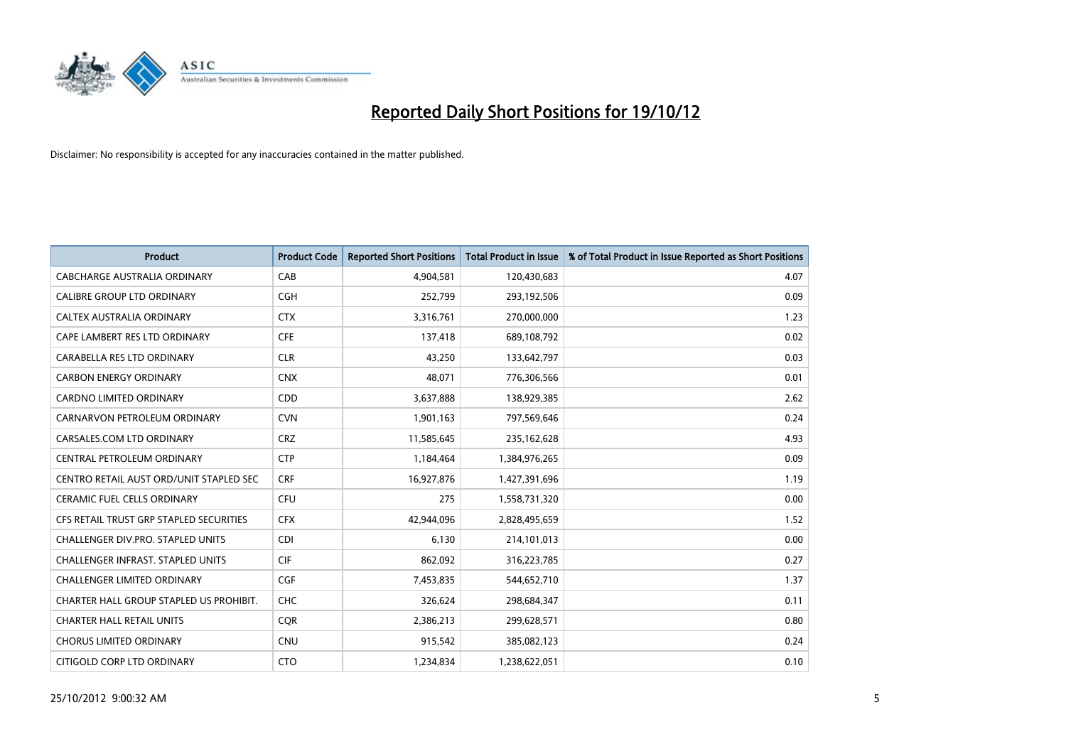# Reported Daily Short Positions for 19/10/12

Disclaimer: No responsibility is accepted for any inaccuracies contained in the matter published.

| Product | Product Code | Reported Short Positions | Total Product in Issue | % of Total Product in Issue Reported as Short Positions |
|---|---|---|---|---|
| CABCHARGE AUSTRALIA ORDINARY | CAB | 4,904,581 | 120,430,683 | 4.07 |
| CALIBRE GROUP LTD ORDINARY | CGH | 252,799 | 293,192,506 | 0.09 |
| CALTEX AUSTRALIA ORDINARY | CTX | 3,316,761 | 270,000,000 | 1.23 |
| CAPE LAMBERT RES LTD ORDINARY | CFE | 137,418 | 689,108,792 | 0.02 |
| CARABELLA RES LTD ORDINARY | CLR | 43,250 | 133,642,797 | 0.03 |
| CARBON ENERGY ORDINARY | CNX | 48,071 | 776,306,566 | 0.01 |
| CARDNO LIMITED ORDINARY | CDD | 3,637,888 | 138,929,385 | 2.62 |
| CARNARVON PETROLEUM ORDINARY | CVN | 1,901,163 | 797,569,646 | 0.24 |
| CARSALES.COM LTD ORDINARY | CRZ | 11,585,645 | 235,162,628 | 4.93 |
| CENTRAL PETROLEUM ORDINARY | CTP | 1,184,464 | 1,384,976,265 | 0.09 |
| CENTRO RETAIL AUST ORD/UNIT STAPLED SEC | CRF | 16,927,876 | 1,427,391,696 | 1.19 |
| CERAMIC FUEL CELLS ORDINARY | CFU | 275 | 1,558,731,320 | 0.00 |
| CFS RETAIL TRUST GRP STAPLED SECURITIES | CFX | 42,944,096 | 2,828,495,659 | 1.52 |
| CHALLENGER DIV.PRO. STAPLED UNITS | CDI | 6,130 | 214,101,013 | 0.00 |
| CHALLENGER INFRAST. STAPLED UNITS | CIF | 862,092 | 316,223,785 | 0.27 |
| CHALLENGER LIMITED ORDINARY | CGF | 7,453,835 | 544,652,710 | 1.37 |
| CHARTER HALL GROUP STAPLED US PROHIBIT. | CHC | 326,624 | 298,684,347 | 0.11 |
| CHARTER HALL RETAIL UNITS | CQR | 2,386,213 | 299,628,571 | 0.80 |
| CHORUS LIMITED ORDINARY | CNU | 915,542 | 385,082,123 | 0.24 |
| CITIGOLD CORP LTD ORDINARY | CTO | 1,234,834 | 1,238,622,051 | 0.10 |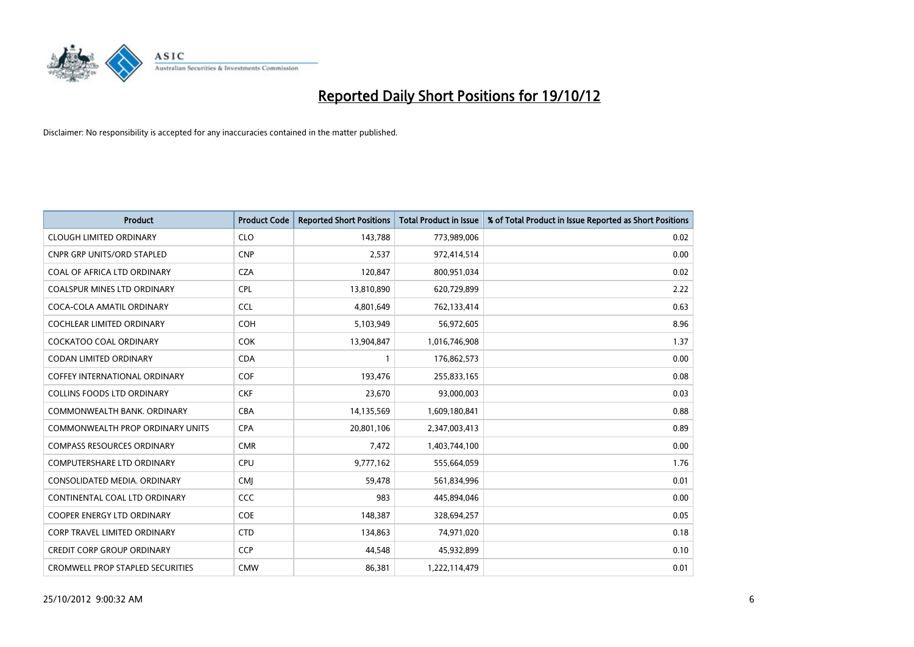# Reported Daily Short Positions for 19/10/12

Disclaimer: No responsibility is accepted for any inaccuracies contained in the matter published.

| Product | Product Code | Reported Short Positions | Total Product in Issue | % of Total Product in Issue Reported as Short Positions |
|---|---|---|---|---|
| CLOUGH LIMITED ORDINARY | CLO | 143,788 | 773,989,006 | 0.02 |
| CNPR GRP UNITS/ORD STAPLED | CNP | 2,537 | 972,414,514 | 0.00 |
| COAL OF AFRICA LTD ORDINARY | CZA | 120,847 | 800,951,034 | 0.02 |
| COALSPUR MINES LTD ORDINARY | CPL | 13,810,890 | 620,729,899 | 2.22 |
| COCA-COLA AMATIL ORDINARY | CCL | 4,801,649 | 762,133,414 | 0.63 |
| COCHLEAR LIMITED ORDINARY | COH | 5,103,949 | 56,972,605 | 8.96 |
| COCKATOO COAL ORDINARY | COK | 13,904,847 | 1,016,746,908 | 1.37 |
| CODAN LIMITED ORDINARY | CDA | 1 | 176,862,573 | 0.00 |
| COFFEY INTERNATIONAL ORDINARY | COF | 193,476 | 255,833,165 | 0.08 |
| COLLINS FOODS LTD ORDINARY | CKF | 23,670 | 93,000,003 | 0.03 |
| COMMONWEALTH BANK. ORDINARY | CBA | 14,135,569 | 1,609,180,841 | 0.88 |
| COMMONWEALTH PROP ORDINARY UNITS | CPA | 20,801,106 | 2,347,003,413 | 0.89 |
| COMPASS RESOURCES ORDINARY | CMR | 7,472 | 1,403,744,100 | 0.00 |
| COMPUTERSHARE LTD ORDINARY | CPU | 9,777,162 | 555,664,059 | 1.76 |
| CONSOLIDATED MEDIA. ORDINARY | CMJ | 59,478 | 561,834,996 | 0.01 |
| CONTINENTAL COAL LTD ORDINARY | CCC | 983 | 445,894,046 | 0.00 |
| COOPER ENERGY LTD ORDINARY | COE | 148,387 | 328,694,257 | 0.05 |
| CORP TRAVEL LIMITED ORDINARY | CTD | 134,863 | 74,971,020 | 0.18 |
| CREDIT CORP GROUP ORDINARY | CCP | 44,548 | 45,932,899 | 0.10 |
| CROMWELL PROP STAPLED SECURITIES | CMW | 86,381 | 1,222,114,479 | 0.01 |

25/10/2012 9:00:32 AM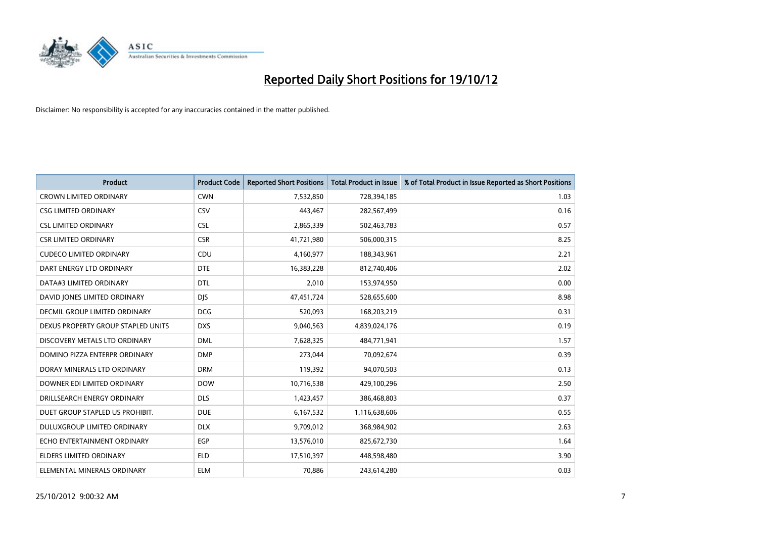# Reported Daily Short Positions for 19/10/12

Disclaimer: No responsibility is accepted for any inaccuracies contained in the matter published.

| Product | Product Code | Reported Short Positions | Total Product in Issue | % of Total Product in Issue Reported as Short Positions |
|---|---|---|---|---|
| CROWN LIMITED ORDINARY | CWN | 7,532,850 | 728,394,185 | 1.03 |
| CSG LIMITED ORDINARY | CSV | 443,467 | 282,567,499 | 0.16 |
| CSL LIMITED ORDINARY | CSL | 2,865,339 | 502,463,783 | 0.57 |
| CSR LIMITED ORDINARY | CSR | 41,721,980 | 506,000,315 | 8.25 |
| CUDECO LIMITED ORDINARY | CDU | 4,160,977 | 188,343,961 | 2.21 |
| DART ENERGY LTD ORDINARY | DTE | 16,383,228 | 812,740,406 | 2.02 |
| DATA#3 LIMITED ORDINARY | DTL | 2,010 | 153,974,950 | 0.00 |
| DAVID JONES LIMITED ORDINARY | DJS | 47,451,724 | 528,655,600 | 8.98 |
| DECMIL GROUP LIMITED ORDINARY | DCG | 520,093 | 168,203,219 | 0.31 |
| DEXUS PROPERTY GROUP STAPLED UNITS | DXS | 9,040,563 | 4,839,024,176 | 0.19 |
| DISCOVERY METALS LTD ORDINARY | DML | 7,628,325 | 484,771,941 | 1.57 |
| DOMINO PIZZA ENTERPR ORDINARY | DMP | 273,044 | 70,092,674 | 0.39 |
| DORAY MINERALS LTD ORDINARY | DRM | 119,392 | 94,070,503 | 0.13 |
| DOWNER EDI LIMITED ORDINARY | DOW | 10,716,538 | 429,100,296 | 2.50 |
| DRILLSEARCH ENERGY ORDINARY | DLS | 1,423,457 | 386,468,803 | 0.37 |
| DUET GROUP STAPLED US PROHIBIT. | DUE | 6,167,532 | 1,116,638,606 | 0.55 |
| DULUXGROUP LIMITED ORDINARY | DLX | 9,709,012 | 368,984,902 | 2.63 |
| ECHO ENTERTAINMENT ORDINARY | EGP | 13,576,010 | 825,672,730 | 1.64 |
| ELDERS LIMITED ORDINARY | ELD | 17,510,397 | 448,598,480 | 3.90 |
| ELEMENTAL MINERALS ORDINARY | ELM | 70,886 | 243,614,280 | 0.03 |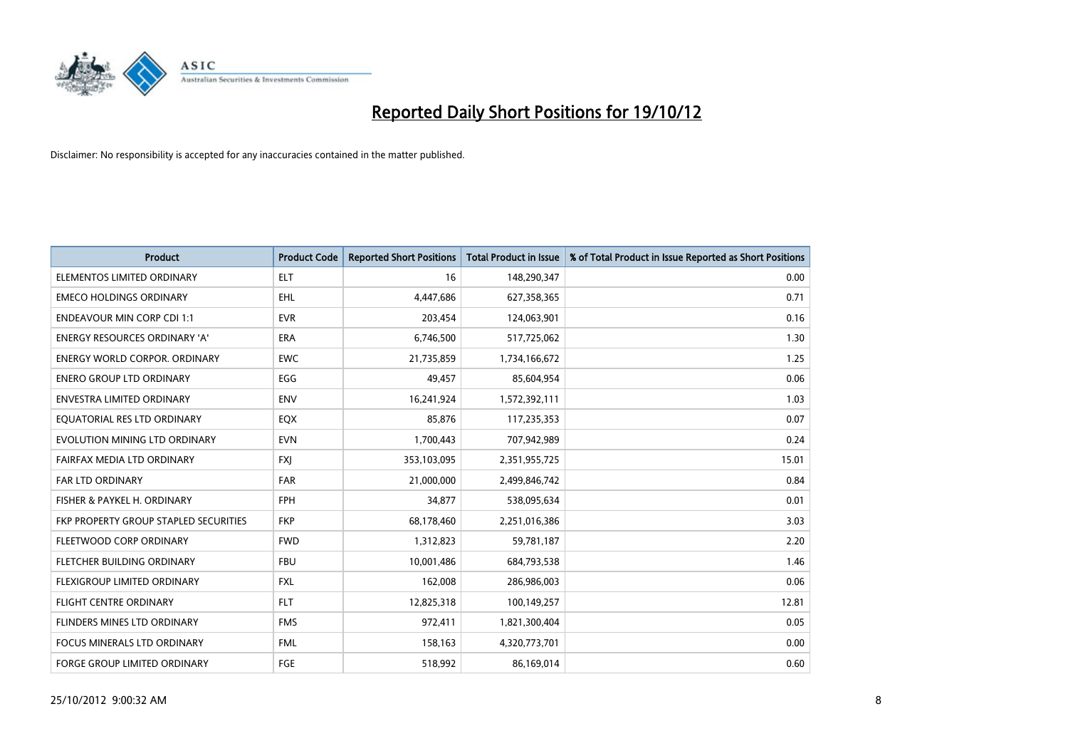# Reported Daily Short Positions for 19/10/12

Disclaimer: No responsibility is accepted for any inaccuracies contained in the matter published.

| Product | Product Code | Reported Short Positions | Total Product in Issue | % of Total Product in Issue Reported as Short Positions |
|---|---|---|---|---|
| ELEMENTOS LIMITED ORDINARY | ELT | 16 | 148,290,347 | 0.00 |
| EMECO HOLDINGS ORDINARY | EHL | 4,447,686 | 627,358,365 | 0.71 |
| ENDEAVOUR MIN CORP CDI 1:1 | EVR | 203,454 | 124,063,901 | 0.16 |
| ENERGY RESOURCES ORDINARY 'A' | ERA | 6,746,500 | 517,725,062 | 1.30 |
| ENERGY WORLD CORPOR. ORDINARY | EWC | 21,735,859 | 1,734,166,672 | 1.25 |
| ENERO GROUP LTD ORDINARY | EGG | 49,457 | 85,604,954 | 0.06 |
| ENVESTRA LIMITED ORDINARY | ENV | 16,241,924 | 1,572,392,111 | 1.03 |
| EQUATORIAL RES LTD ORDINARY | EQX | 85,876 | 117,235,353 | 0.07 |
| EVOLUTION MINING LTD ORDINARY | EVN | 1,700,443 | 707,942,989 | 0.24 |
| FAIRFAX MEDIA LTD ORDINARY | FXJ | 353,103,095 | 2,351,955,725 | 15.01 |
| FAR LTD ORDINARY | FAR | 21,000,000 | 2,499,846,742 | 0.84 |
| FISHER & PAYKEL H. ORDINARY | FPH | 34,877 | 538,095,634 | 0.01 |
| FKP PROPERTY GROUP STAPLED SECURITIES | FKP | 68,178,460 | 2,251,016,386 | 3.03 |
| FLEETWOOD CORP ORDINARY | FWD | 1,312,823 | 59,781,187 | 2.20 |
| FLETCHER BUILDING ORDINARY | FBU | 10,001,486 | 684,793,538 | 1.46 |
| FLEXIGROUP LIMITED ORDINARY | FXL | 162,008 | 286,986,003 | 0.06 |
| FLIGHT CENTRE ORDINARY | FLT | 12,825,318 | 100,149,257 | 12.81 |
| FLINDERS MINES LTD ORDINARY | FMS | 972,411 | 1,821,300,404 | 0.05 |
| FOCUS MINERALS LTD ORDINARY | FML | 158,163 | 4,320,773,701 | 0.00 |
| FORGE GROUP LIMITED ORDINARY | FGE | 518,992 | 86,169,014 | 0.60 |

25/10/2012 9:00:32 AM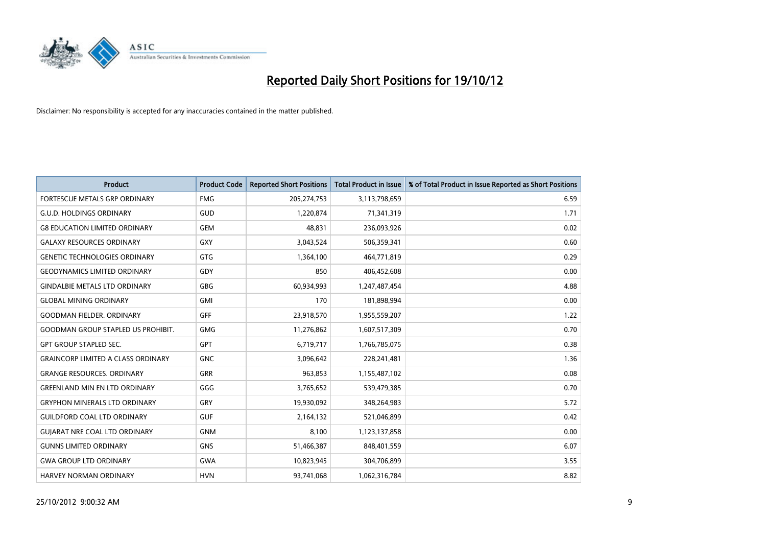# Reported Daily Short Positions for 19/10/12

Disclaimer: No responsibility is accepted for any inaccuracies contained in the matter published.

| Product | Product Code | Reported Short Positions | Total Product in Issue | % of Total Product in Issue Reported as Short Positions |
|---|---|---|---|---|
| FORTESCUE METALS GRP ORDINARY | FMG | 205,274,753 | 3,113,798,659 | 6.59 |
| G.U.D. HOLDINGS ORDINARY | GUD | 1,220,874 | 71,341,319 | 1.71 |
| G8 EDUCATION LIMITED ORDINARY | GEM | 48,831 | 236,093,926 | 0.02 |
| GALAXY RESOURCES ORDINARY | GXY | 3,043,524 | 506,359,341 | 0.60 |
| GENETIC TECHNOLOGIES ORDINARY | GTG | 1,364,100 | 464,771,819 | 0.29 |
| GEODYNAMICS LIMITED ORDINARY | GDY | 850 | 406,452,608 | 0.00 |
| GINDALBIE METALS LTD ORDINARY | GBG | 60,934,993 | 1,247,487,454 | 4.88 |
| GLOBAL MINING ORDINARY | GMI | 170 | 181,898,994 | 0.00 |
| GOODMAN FIELDER. ORDINARY | GFF | 23,918,570 | 1,955,559,207 | 1.22 |
| GOODMAN GROUP STAPLED US PROHIBIT. | GMG | 11,276,862 | 1,607,517,309 | 0.70 |
| GPT GROUP STAPLED SEC. | GPT | 6,719,717 | 1,766,785,075 | 0.38 |
| GRAINCORP LIMITED A CLASS ORDINARY | GNC | 3,096,642 | 228,241,481 | 1.36 |
| GRANGE RESOURCES. ORDINARY | GRR | 963,853 | 1,155,487,102 | 0.08 |
| GREENLAND MIN EN LTD ORDINARY | GGG | 3,765,652 | 539,479,385 | 0.70 |
| GRYPHON MINERALS LTD ORDINARY | GRY | 19,930,092 | 348,264,983 | 5.72 |
| GUILDFORD COAL LTD ORDINARY | GUF | 2,164,132 | 521,046,899 | 0.42 |
| GUJARAT NRE COAL LTD ORDINARY | GNM | 8,100 | 1,123,137,858 | 0.00 |
| GUNNS LIMITED ORDINARY | GNS | 51,466,387 | 848,401,559 | 6.07 |
| GWA GROUP LTD ORDINARY | GWA | 10,823,945 | 304,706,899 | 3.55 |
| HARVEY NORMAN ORDINARY | HVN | 93,741,068 | 1,062,316,784 | 8.82 |

25/10/2012 9:00:32 AM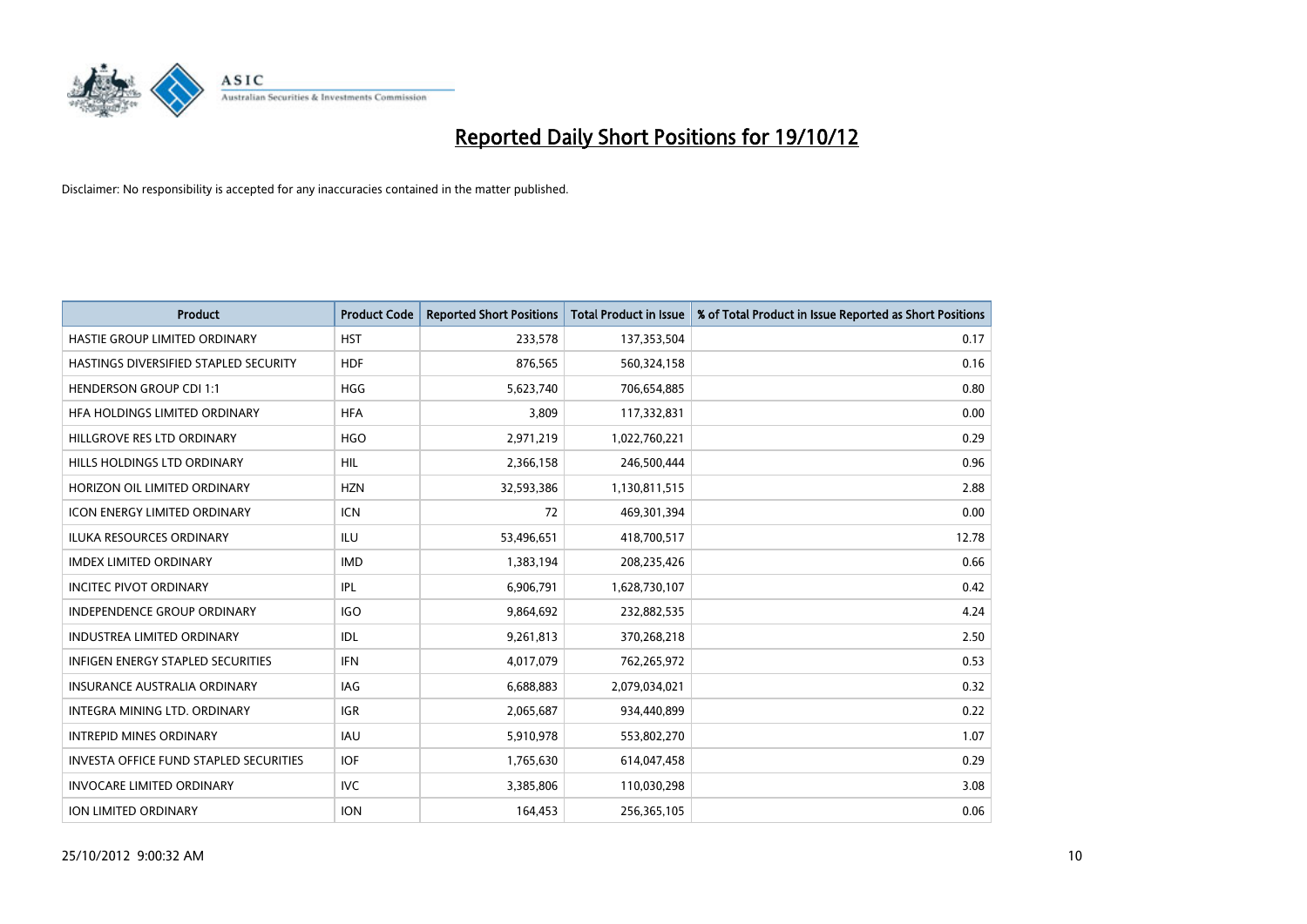# Reported Daily Short Positions for 19/10/12

Disclaimer: No responsibility is accepted for any inaccuracies contained in the matter published.

| Product | Product Code | Reported Short Positions | Total Product in Issue | % of Total Product in Issue Reported as Short Positions |
|---|---|---|---|---|
| HASTIE GROUP LIMITED ORDINARY | HST | 233,578 | 137,353,504 | 0.17 |
| HASTINGS DIVERSIFIED STAPLED SECURITY | HDF | 876,565 | 560,324,158 | 0.16 |
| HENDERSON GROUP CDI 1:1 | HGG | 5,623,740 | 706,654,885 | 0.80 |
| HFA HOLDINGS LIMITED ORDINARY | HFA | 3,809 | 117,332,831 | 0.00 |
| HILLGROVE RES LTD ORDINARY | HGO | 2,971,219 | 1,022,760,221 | 0.29 |
| HILLS HOLDINGS LTD ORDINARY | HIL | 2,366,158 | 246,500,444 | 0.96 |
| HORIZON OIL LIMITED ORDINARY | HZN | 32,593,386 | 1,130,811,515 | 2.88 |
| ICON ENERGY LIMITED ORDINARY | ICN | 72 | 469,301,394 | 0.00 |
| ILUKA RESOURCES ORDINARY | ILU | 53,496,651 | 418,700,517 | 12.78 |
| IMDEX LIMITED ORDINARY | IMD | 1,383,194 | 208,235,426 | 0.66 |
| INCITEC PIVOT ORDINARY | IPL | 6,906,791 | 1,628,730,107 | 0.42 |
| INDEPENDENCE GROUP ORDINARY | IGO | 9,864,692 | 232,882,535 | 4.24 |
| INDUSTREA LIMITED ORDINARY | IDL | 9,261,813 | 370,268,218 | 2.50 |
| INFIGEN ENERGY STAPLED SECURITIES | IFN | 4,017,079 | 762,265,972 | 0.53 |
| INSURANCE AUSTRALIA ORDINARY | IAG | 6,688,883 | 2,079,034,021 | 0.32 |
| INTEGRA MINING LTD. ORDINARY | IGR | 2,065,687 | 934,440,899 | 0.22 |
| INTREPID MINES ORDINARY | IAU | 5,910,978 | 553,802,270 | 1.07 |
| INVESTA OFFICE FUND STAPLED SECURITIES | IOF | 1,765,630 | 614,047,458 | 0.29 |
| INVOCARE LIMITED ORDINARY | IVC | 3,385,806 | 110,030,298 | 3.08 |
| ION LIMITED ORDINARY | ION | 164,453 | 256,365,105 | 0.06 |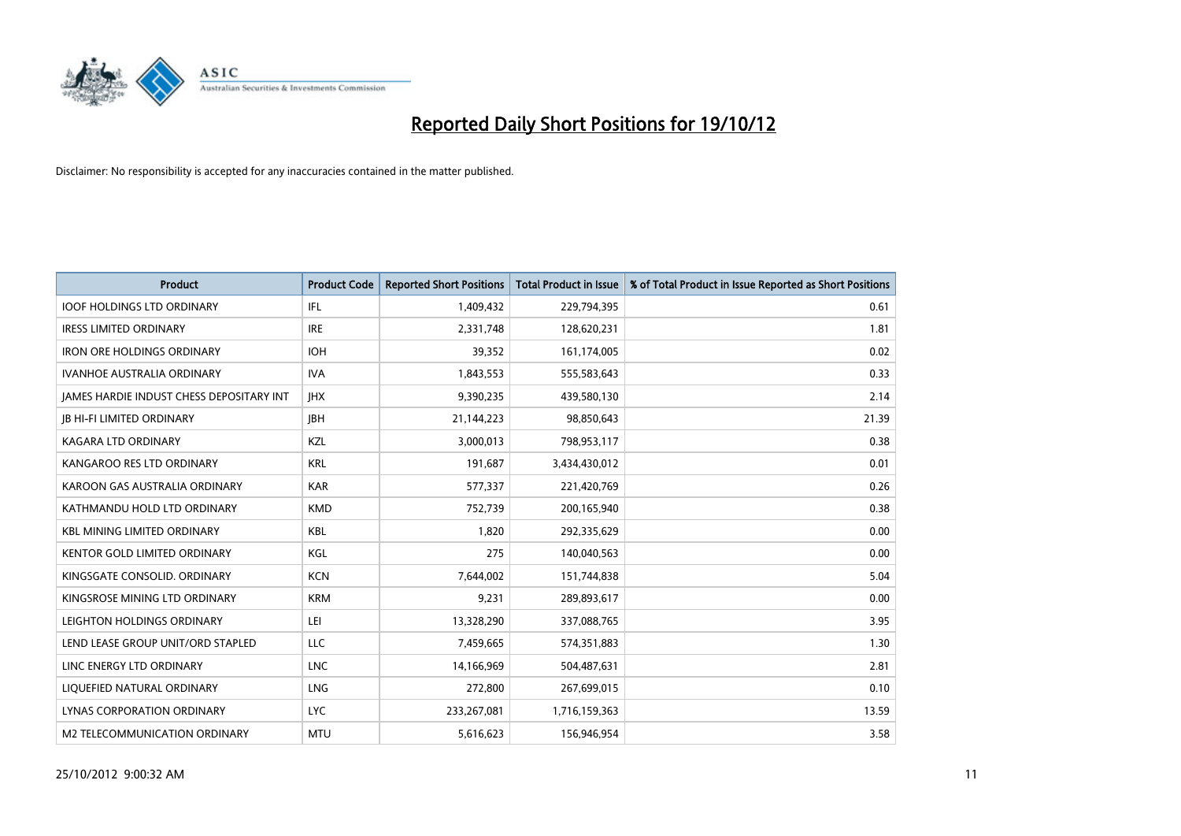# Reported Daily Short Positions for 19/10/12

Disclaimer: No responsibility is accepted for any inaccuracies contained in the matter published.

| Product | Product Code | Reported Short Positions | Total Product in Issue | % of Total Product in Issue Reported as Short Positions |
|---|---|---|---|---|
| IOOF HOLDINGS LTD ORDINARY | IFL | 1,409,432 | 229,794,395 | 0.61 |
| IRESS LIMITED ORDINARY | IRE | 2,331,748 | 128,620,231 | 1.81 |
| IRON ORE HOLDINGS ORDINARY | IOH | 39,352 | 161,174,005 | 0.02 |
| IVANHOE AUSTRALIA ORDINARY | IVA | 1,843,553 | 555,583,643 | 0.33 |
| JAMES HARDIE INDUST CHESS DEPOSITARY INT | JHX | 9,390,235 | 439,580,130 | 2.14 |
| JB HI-FI LIMITED ORDINARY | JBH | 21,144,223 | 98,850,643 | 21.39 |
| KAGARA LTD ORDINARY | KZL | 3,000,013 | 798,953,117 | 0.38 |
| KANGAROO RES LTD ORDINARY | KRL | 191,687 | 3,434,430,012 | 0.01 |
| KAROON GAS AUSTRALIA ORDINARY | KAR | 577,337 | 221,420,769 | 0.26 |
| KATHMANDU HOLD LTD ORDINARY | KMD | 752,739 | 200,165,940 | 0.38 |
| KBL MINING LIMITED ORDINARY | KBL | 1,820 | 292,335,629 | 0.00 |
| KENTOR GOLD LIMITED ORDINARY | KGL | 275 | 140,040,563 | 0.00 |
| KINGSGATE CONSOLID. ORDINARY | KCN | 7,644,002 | 151,744,838 | 5.04 |
| KINGSROSE MINING LTD ORDINARY | KRM | 9,231 | 289,893,617 | 0.00 |
| LEIGHTON HOLDINGS ORDINARY | LEI | 13,328,290 | 337,088,765 | 3.95 |
| LEND LEASE GROUP UNIT/ORD STAPLED | LLC | 7,459,665 | 574,351,883 | 1.30 |
| LINC ENERGY LTD ORDINARY | LNC | 14,166,969 | 504,487,631 | 2.81 |
| LIQUEFIED NATURAL ORDINARY | LNG | 272,800 | 267,699,015 | 0.10 |
| LYNAS CORPORATION ORDINARY | LYC | 233,267,081 | 1,716,159,363 | 13.59 |
| M2 TELECOMMUNICATION ORDINARY | MTU | 5,616,623 | 156,946,954 | 3.58 |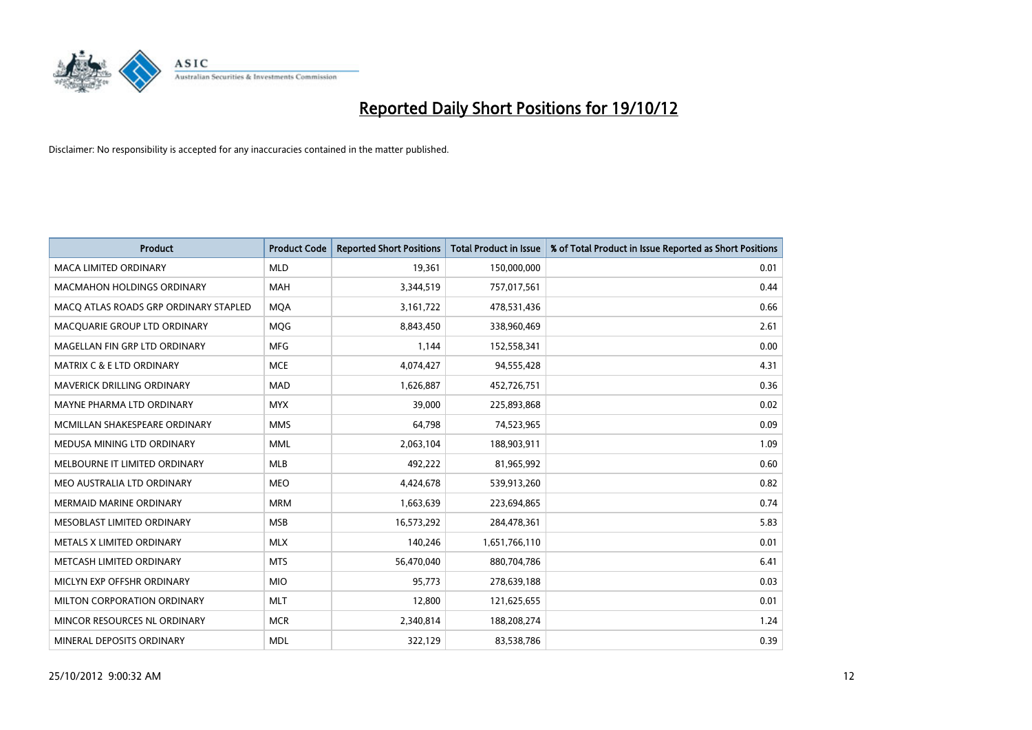# Reported Daily Short Positions for 19/10/12

Disclaimer: No responsibility is accepted for any inaccuracies contained in the matter published.

| Product | Product Code | Reported Short Positions | Total Product in Issue | % of Total Product in Issue Reported as Short Positions |
|---|---|---|---|---|
| MACA LIMITED ORDINARY | MLD | 19,361 | 150,000,000 | 0.01 |
| MACMAHON HOLDINGS ORDINARY | MAH | 3,344,519 | 757,017,561 | 0.44 |
| MACQ ATLAS ROADS GRP ORDINARY STAPLED | MQA | 3,161,722 | 478,531,436 | 0.66 |
| MACQUARIE GROUP LTD ORDINARY | MQG | 8,843,450 | 338,960,469 | 2.61 |
| MAGELLAN FIN GRP LTD ORDINARY | MFG | 1,144 | 152,558,341 | 0.00 |
| MATRIX C & E LTD ORDINARY | MCE | 4,074,427 | 94,555,428 | 4.31 |
| MAVERICK DRILLING ORDINARY | MAD | 1,626,887 | 452,726,751 | 0.36 |
| MAYNE PHARMA LTD ORDINARY | MYX | 39,000 | 225,893,868 | 0.02 |
| MCMILLAN SHAKESPEARE ORDINARY | MMS | 64,798 | 74,523,965 | 0.09 |
| MEDUSA MINING LTD ORDINARY | MML | 2,063,104 | 188,903,911 | 1.09 |
| MELBOURNE IT LIMITED ORDINARY | MLB | 492,222 | 81,965,992 | 0.60 |
| MEO AUSTRALIA LTD ORDINARY | MEO | 4,424,678 | 539,913,260 | 0.82 |
| MERMAID MARINE ORDINARY | MRM | 1,663,639 | 223,694,865 | 0.74 |
| MESOBLAST LIMITED ORDINARY | MSB | 16,573,292 | 284,478,361 | 5.83 |
| METALS X LIMITED ORDINARY | MLX | 140,246 | 1,651,766,110 | 0.01 |
| METCASH LIMITED ORDINARY | MTS | 56,470,040 | 880,704,786 | 6.41 |
| MICLYN EXP OFFSHR ORDINARY | MIO | 95,773 | 278,639,188 | 0.03 |
| MILTON CORPORATION ORDINARY | MLT | 12,800 | 121,625,655 | 0.01 |
| MINCOR RESOURCES NL ORDINARY | MCR | 2,340,814 | 188,208,274 | 1.24 |
| MINERAL DEPOSITS ORDINARY | MDL | 322,129 | 83,538,786 | 0.39 |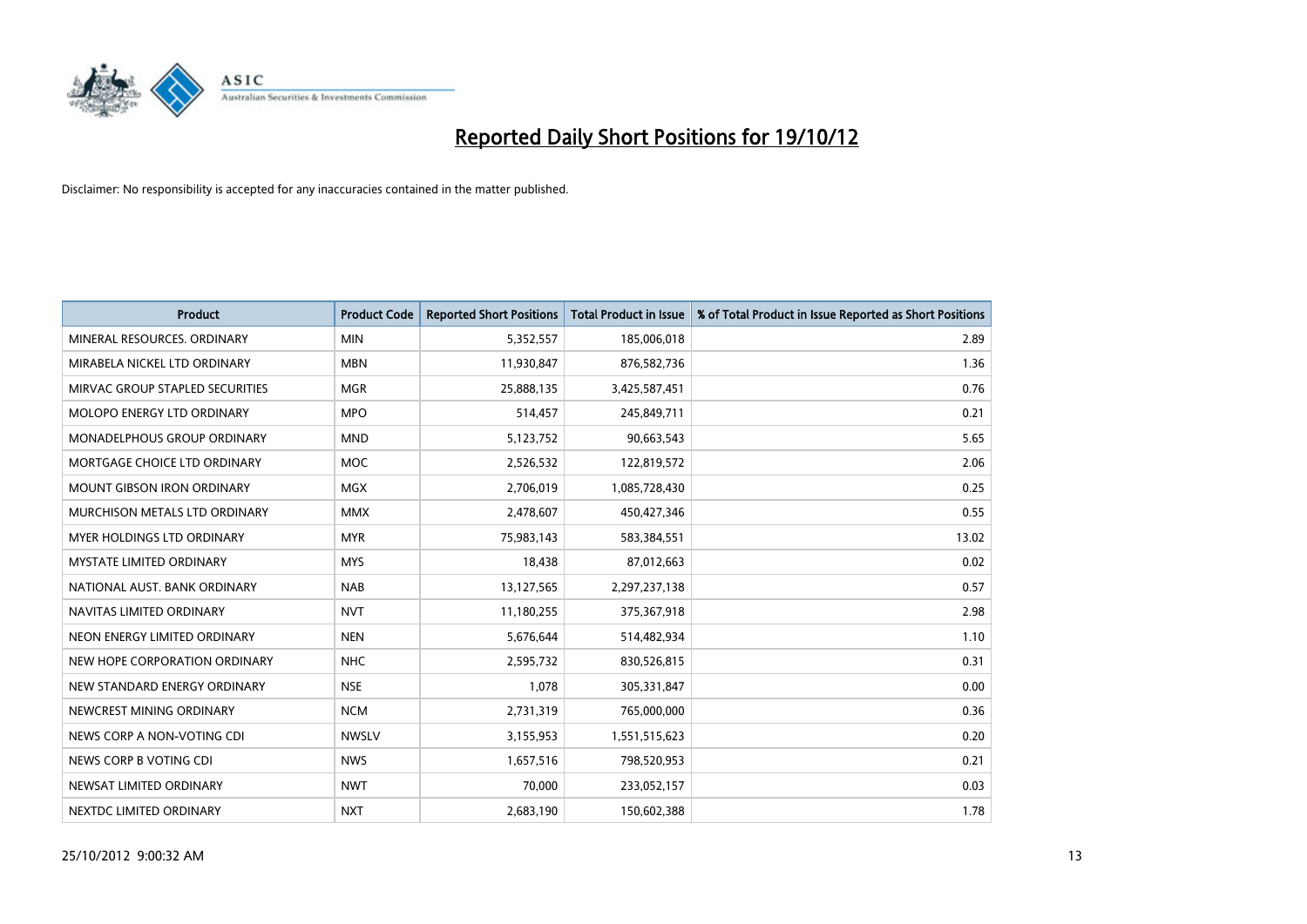# Reported Daily Short Positions for 19/10/12

Disclaimer: No responsibility is accepted for any inaccuracies contained in the matter published.

| Product | Product Code | Reported Short Positions | Total Product in Issue | % of Total Product in Issue Reported as Short Positions |
|---|---|---|---|---|
| MINERAL RESOURCES. ORDINARY | MIN | 5,352,557 | 185,006,018 | 2.89 |
| MIRABELA NICKEL LTD ORDINARY | MBN | 11,930,847 | 876,582,736 | 1.36 |
| MIRVAC GROUP STAPLED SECURITIES | MGR | 25,888,135 | 3,425,587,451 | 0.76 |
| MOLOPO ENERGY LTD ORDINARY | MPO | 514,457 | 245,849,711 | 0.21 |
| MONADELPHOUS GROUP ORDINARY | MND | 5,123,752 | 90,663,543 | 5.65 |
| MORTGAGE CHOICE LTD ORDINARY | MOC | 2,526,532 | 122,819,572 | 2.06 |
| MOUNT GIBSON IRON ORDINARY | MGX | 2,706,019 | 1,085,728,430 | 0.25 |
| MURCHISON METALS LTD ORDINARY | MMX | 2,478,607 | 450,427,346 | 0.55 |
| MYER HOLDINGS LTD ORDINARY | MYR | 75,983,143 | 583,384,551 | 13.02 |
| MYSTATE LIMITED ORDINARY | MYS | 18,438 | 87,012,663 | 0.02 |
| NATIONAL AUST. BANK ORDINARY | NAB | 13,127,565 | 2,297,237,138 | 0.57 |
| NAVITAS LIMITED ORDINARY | NVT | 11,180,255 | 375,367,918 | 2.98 |
| NEON ENERGY LIMITED ORDINARY | NEN | 5,676,644 | 514,482,934 | 1.10 |
| NEW HOPE CORPORATION ORDINARY | NHC | 2,595,732 | 830,526,815 | 0.31 |
| NEW STANDARD ENERGY ORDINARY | NSE | 1,078 | 305,331,847 | 0.00 |
| NEWCREST MINING ORDINARY | NCM | 2,731,319 | 765,000,000 | 0.36 |
| NEWS CORP A NON-VOTING CDI | NWSLV | 3,155,953 | 1,551,515,623 | 0.20 |
| NEWS CORP B VOTING CDI | NWS | 1,657,516 | 798,520,953 | 0.21 |
| NEWSAT LIMITED ORDINARY | NWT | 70,000 | 233,052,157 | 0.03 |
| NEXTDC LIMITED ORDINARY | NXT | 2,683,190 | 150,602,388 | 1.78 |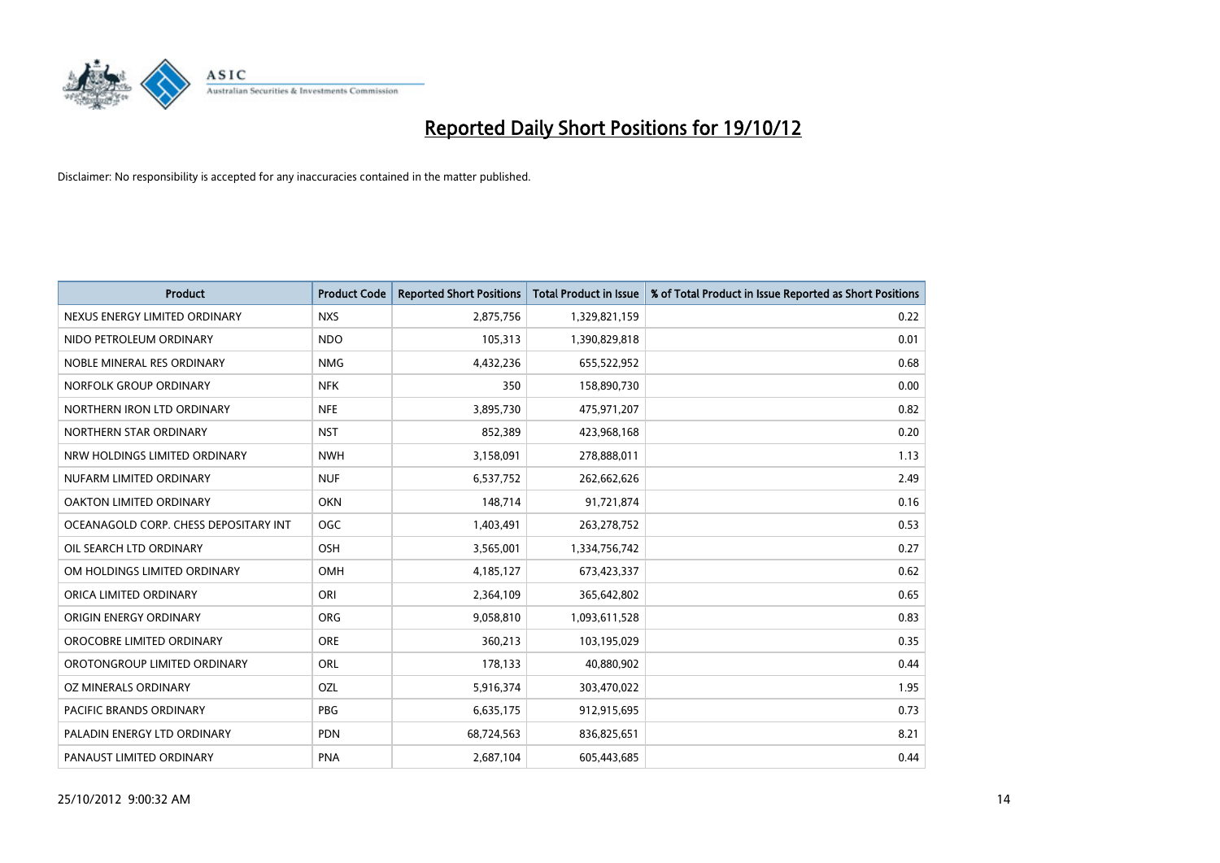# Reported Daily Short Positions for 19/10/12

Disclaimer: No responsibility is accepted for any inaccuracies contained in the matter published.

| Product | Product Code | Reported Short Positions | Total Product in Issue | % of Total Product in Issue Reported as Short Positions |
|---|---|---|---|---|
| NEXUS ENERGY LIMITED ORDINARY | NXS | 2,875,756 | 1,329,821,159 | 0.22 |
| NIDO PETROLEUM ORDINARY | NDO | 105,313 | 1,390,829,818 | 0.01 |
| NOBLE MINERAL RES ORDINARY | NMG | 4,432,236 | 655,522,952 | 0.68 |
| NORFOLK GROUP ORDINARY | NFK | 350 | 158,890,730 | 0.00 |
| NORTHERN IRON LTD ORDINARY | NFE | 3,895,730 | 475,971,207 | 0.82 |
| NORTHERN STAR ORDINARY | NST | 852,389 | 423,968,168 | 0.20 |
| NRW HOLDINGS LIMITED ORDINARY | NWH | 3,158,091 | 278,888,011 | 1.13 |
| NUFARM LIMITED ORDINARY | NUF | 6,537,752 | 262,662,626 | 2.49 |
| OAKTON LIMITED ORDINARY | OKN | 148,714 | 91,721,874 | 0.16 |
| OCEANAGOLD CORP. CHESS DEPOSITARY INT | OGC | 1,403,491 | 263,278,752 | 0.53 |
| OIL SEARCH LTD ORDINARY | OSH | 3,565,001 | 1,334,756,742 | 0.27 |
| OM HOLDINGS LIMITED ORDINARY | OMH | 4,185,127 | 673,423,337 | 0.62 |
| ORICA LIMITED ORDINARY | ORI | 2,364,109 | 365,642,802 | 0.65 |
| ORIGIN ENERGY ORDINARY | ORG | 9,058,810 | 1,093,611,528 | 0.83 |
| OROCOBRE LIMITED ORDINARY | ORE | 360,213 | 103,195,029 | 0.35 |
| OROTONGROUP LIMITED ORDINARY | ORL | 178,133 | 40,880,902 | 0.44 |
| OZ MINERALS ORDINARY | OZL | 5,916,374 | 303,470,022 | 1.95 |
| PACIFIC BRANDS ORDINARY | PBG | 6,635,175 | 912,915,695 | 0.73 |
| PALADIN ENERGY LTD ORDINARY | PDN | 68,724,563 | 836,825,651 | 8.21 |
| PANAUST LIMITED ORDINARY | PNA | 2,687,104 | 605,443,685 | 0.44 |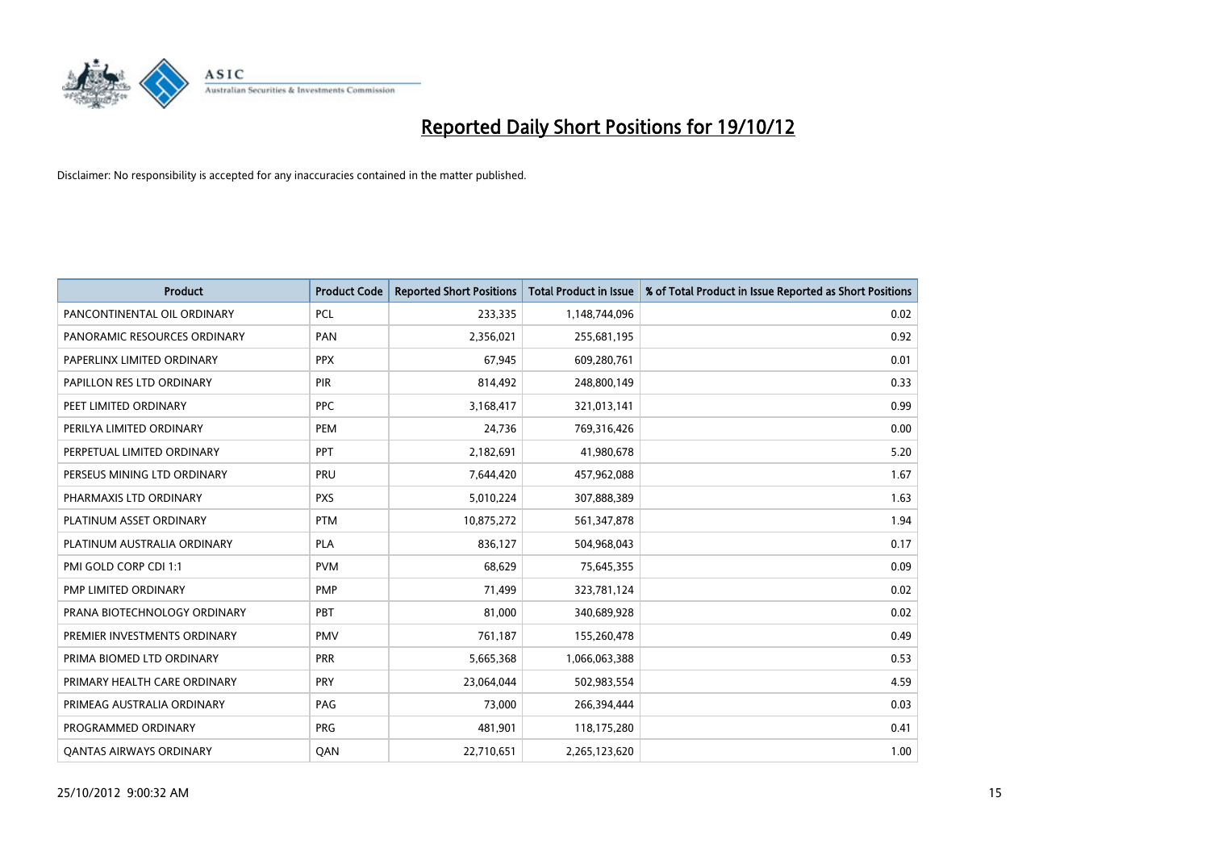# Reported Daily Short Positions for 19/10/12

Disclaimer: No responsibility is accepted for any inaccuracies contained in the matter published.

| Product | Product Code | Reported Short Positions | Total Product in Issue | % of Total Product in Issue Reported as Short Positions |
|---|---|---|---|---|
| PANCONTINENTAL OIL ORDINARY | PCL | 233,335 | 1,148,744,096 | 0.02 |
| PANORAMIC RESOURCES ORDINARY | PAN | 2,356,021 | 255,681,195 | 0.92 |
| PAPERLINX LIMITED ORDINARY | PPX | 67,945 | 609,280,761 | 0.01 |
| PAPILLON RES LTD ORDINARY | PIR | 814,492 | 248,800,149 | 0.33 |
| PEET LIMITED ORDINARY | PPC | 3,168,417 | 321,013,141 | 0.99 |
| PERILYA LIMITED ORDINARY | PEM | 24,736 | 769,316,426 | 0.00 |
| PERPETUAL LIMITED ORDINARY | PPT | 2,182,691 | 41,980,678 | 5.20 |
| PERSEUS MINING LTD ORDINARY | PRU | 7,644,420 | 457,962,088 | 1.67 |
| PHARMAXIS LTD ORDINARY | PXS | 5,010,224 | 307,888,389 | 1.63 |
| PLATINUM ASSET ORDINARY | PTM | 10,875,272 | 561,347,878 | 1.94 |
| PLATINUM AUSTRALIA ORDINARY | PLA | 836,127 | 504,968,043 | 0.17 |
| PMI GOLD CORP CDI 1:1 | PVM | 68,629 | 75,645,355 | 0.09 |
| PMP LIMITED ORDINARY | PMP | 71,499 | 323,781,124 | 0.02 |
| PRANA BIOTECHNOLOGY ORDINARY | PBT | 81,000 | 340,689,928 | 0.02 |
| PREMIER INVESTMENTS ORDINARY | PMV | 761,187 | 155,260,478 | 0.49 |
| PRIMA BIOMED LTD ORDINARY | PRR | 5,665,368 | 1,066,063,388 | 0.53 |
| PRIMARY HEALTH CARE ORDINARY | PRY | 23,064,044 | 502,983,554 | 4.59 |
| PRIMEAG AUSTRALIA ORDINARY | PAG | 73,000 | 266,394,444 | 0.03 |
| PROGRAMMED ORDINARY | PRG | 481,901 | 118,175,280 | 0.41 |
| QANTAS AIRWAYS ORDINARY | QAN | 22,710,651 | 2,265,123,620 | 1.00 |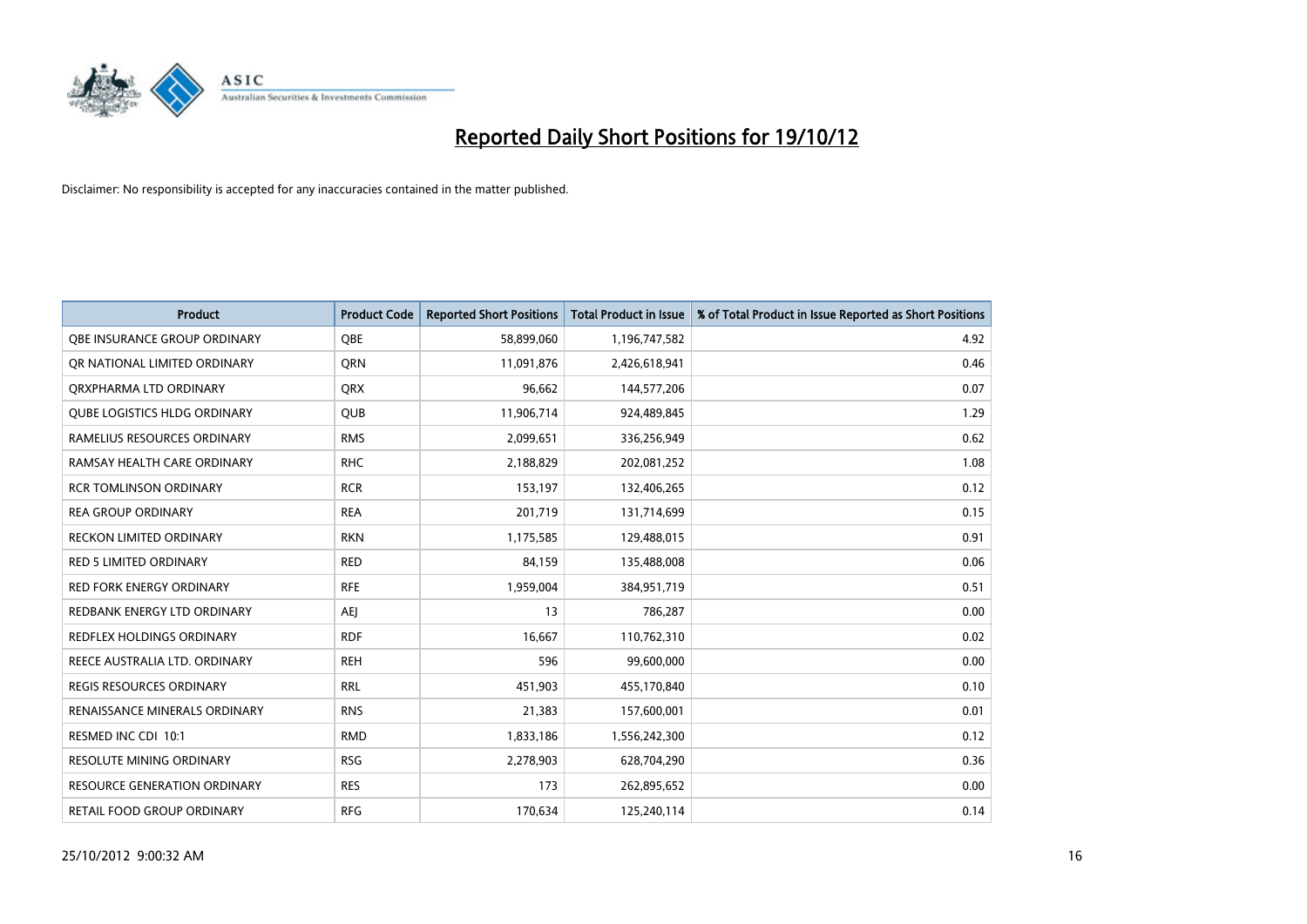# Reported Daily Short Positions for 19/10/12

Disclaimer: No responsibility is accepted for any inaccuracies contained in the matter published.

| Product | Product Code | Reported Short Positions | Total Product in Issue | % of Total Product in Issue Reported as Short Positions |
|---|---|---|---|---|
| QBE INSURANCE GROUP ORDINARY | QBE | 58,899,060 | 1,196,747,582 | 4.92 |
| QR NATIONAL LIMITED ORDINARY | QRN | 11,091,876 | 2,426,618,941 | 0.46 |
| QRXPHARMA LTD ORDINARY | QRX | 96,662 | 144,577,206 | 0.07 |
| QUBE LOGISTICS HLDG ORDINARY | QUB | 11,906,714 | 924,489,845 | 1.29 |
| RAMELIUS RESOURCES ORDINARY | RMS | 2,099,651 | 336,256,949 | 0.62 |
| RAMSAY HEALTH CARE ORDINARY | RHC | 2,188,829 | 202,081,252 | 1.08 |
| RCR TOMLINSON ORDINARY | RCR | 153,197 | 132,406,265 | 0.12 |
| REA GROUP ORDINARY | REA | 201,719 | 131,714,699 | 0.15 |
| RECKON LIMITED ORDINARY | RKN | 1,175,585 | 129,488,015 | 0.91 |
| RED 5 LIMITED ORDINARY | RED | 84,159 | 135,488,008 | 0.06 |
| RED FORK ENERGY ORDINARY | RFE | 1,959,004 | 384,951,719 | 0.51 |
| REDBANK ENERGY LTD ORDINARY | AEJ | 13 | 786,287 | 0.00 |
| REDFLEX HOLDINGS ORDINARY | RDF | 16,667 | 110,762,310 | 0.02 |
| REECE AUSTRALIA LTD. ORDINARY | REH | 596 | 99,600,000 | 0.00 |
| REGIS RESOURCES ORDINARY | RRL | 451,903 | 455,170,840 | 0.10 |
| RENAISSANCE MINERALS ORDINARY | RNS | 21,383 | 157,600,001 | 0.01 |
| RESMED INC CDI 10:1 | RMD | 1,833,186 | 1,556,242,300 | 0.12 |
| RESOLUTE MINING ORDINARY | RSG | 2,278,903 | 628,704,290 | 0.36 |
| RESOURCE GENERATION ORDINARY | RES | 173 | 262,895,652 | 0.00 |
| RETAIL FOOD GROUP ORDINARY | RFG | 170,634 | 125,240,114 | 0.14 |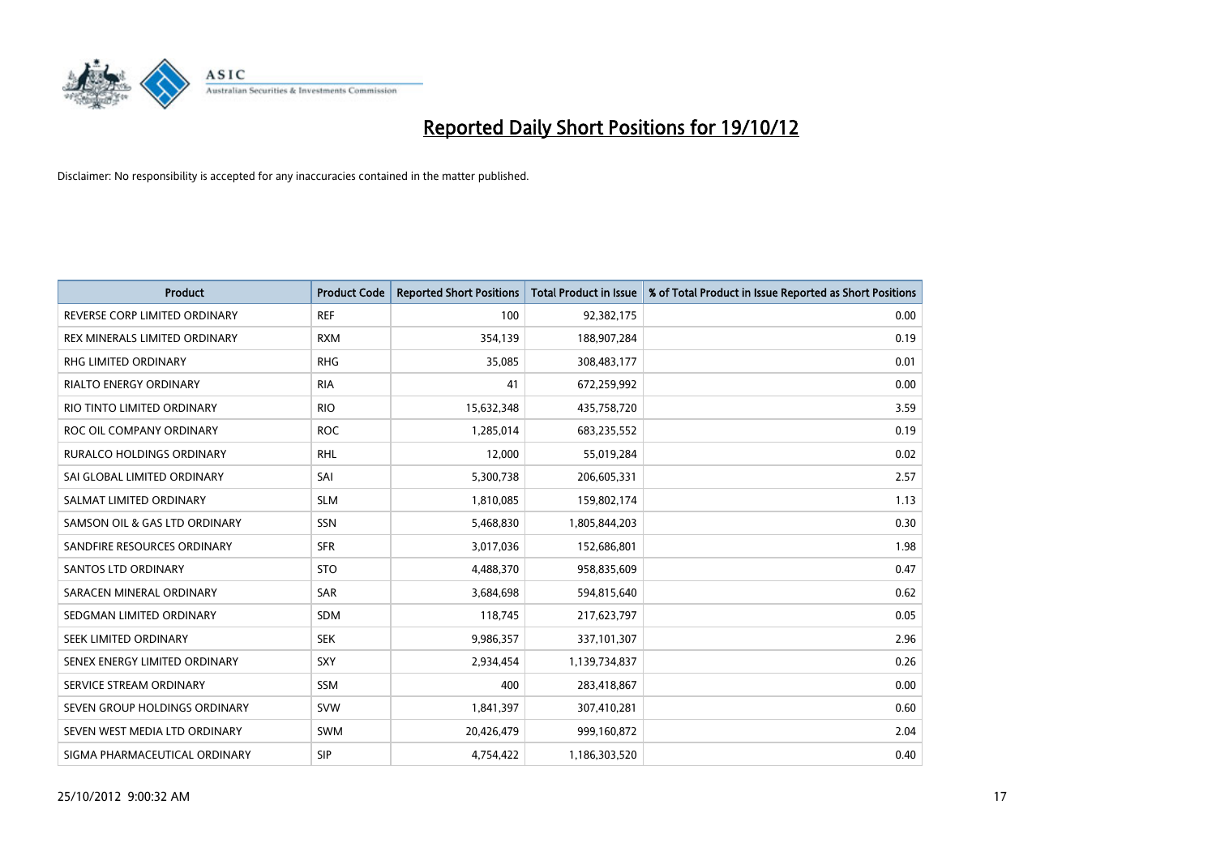# Reported Daily Short Positions for 19/10/12

Disclaimer: No responsibility is accepted for any inaccuracies contained in the matter published.

| Product | Product Code | Reported Short Positions | Total Product in Issue | % of Total Product in Issue Reported as Short Positions |
|---|---|---|---|---|
| REVERSE CORP LIMITED ORDINARY | REF | 100 | 92,382,175 | 0.00 |
| REX MINERALS LIMITED ORDINARY | RXM | 354,139 | 188,907,284 | 0.19 |
| RHG LIMITED ORDINARY | RHG | 35,085 | 308,483,177 | 0.01 |
| RIALTO ENERGY ORDINARY | RIA | 41 | 672,259,992 | 0.00 |
| RIO TINTO LIMITED ORDINARY | RIO | 15,632,348 | 435,758,720 | 3.59 |
| ROC OIL COMPANY ORDINARY | ROC | 1,285,014 | 683,235,552 | 0.19 |
| RURALCO HOLDINGS ORDINARY | RHL | 12,000 | 55,019,284 | 0.02 |
| SAI GLOBAL LIMITED ORDINARY | SAI | 5,300,738 | 206,605,331 | 2.57 |
| SALMAT LIMITED ORDINARY | SLM | 1,810,085 | 159,802,174 | 1.13 |
| SAMSON OIL & GAS LTD ORDINARY | SSN | 5,468,830 | 1,805,844,203 | 0.30 |
| SANDFIRE RESOURCES ORDINARY | SFR | 3,017,036 | 152,686,801 | 1.98 |
| SANTOS LTD ORDINARY | STO | 4,488,370 | 958,835,609 | 0.47 |
| SARACEN MINERAL ORDINARY | SAR | 3,684,698 | 594,815,640 | 0.62 |
| SEDGMAN LIMITED ORDINARY | SDM | 118,745 | 217,623,797 | 0.05 |
| SEEK LIMITED ORDINARY | SEK | 9,986,357 | 337,101,307 | 2.96 |
| SENEX ENERGY LIMITED ORDINARY | SXY | 2,934,454 | 1,139,734,837 | 0.26 |
| SERVICE STREAM ORDINARY | SSM | 400 | 283,418,867 | 0.00 |
| SEVEN GROUP HOLDINGS ORDINARY | SVW | 1,841,397 | 307,410,281 | 0.60 |
| SEVEN WEST MEDIA LTD ORDINARY | SWM | 20,426,479 | 999,160,872 | 2.04 |
| SIGMA PHARMACEUTICAL ORDINARY | SIP | 4,754,422 | 1,186,303,520 | 0.40 |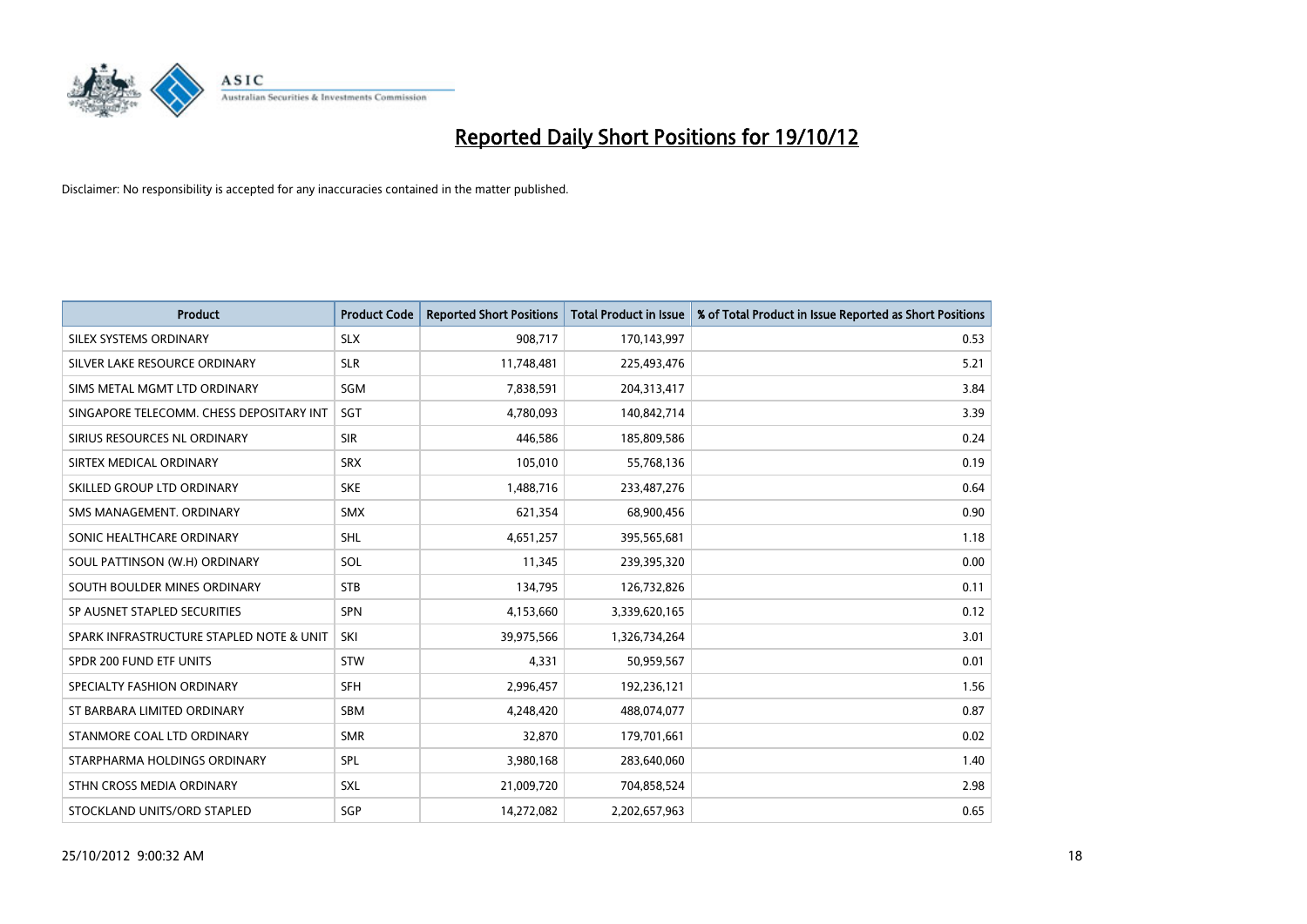# Reported Daily Short Positions for 19/10/12

Disclaimer: No responsibility is accepted for any inaccuracies contained in the matter published.

| Product | Product Code | Reported Short Positions | Total Product in Issue | % of Total Product in Issue Reported as Short Positions |
|---|---|---|---|---|
| SILEX SYSTEMS ORDINARY | SLX | 908,717 | 170,143,997 | 0.53 |
| SILVER LAKE RESOURCE ORDINARY | SLR | 11,748,481 | 225,493,476 | 5.21 |
| SIMS METAL MGMT LTD ORDINARY | SGM | 7,838,591 | 204,313,417 | 3.84 |
| SINGAPORE TELECOMM. CHESS DEPOSITARY INT | SGT | 4,780,093 | 140,842,714 | 3.39 |
| SIRIUS RESOURCES NL ORDINARY | SIR | 446,586 | 185,809,586 | 0.24 |
| SIRTEX MEDICAL ORDINARY | SRX | 105,010 | 55,768,136 | 0.19 |
| SKILLED GROUP LTD ORDINARY | SKE | 1,488,716 | 233,487,276 | 0.64 |
| SMS MANAGEMENT. ORDINARY | SMX | 621,354 | 68,900,456 | 0.90 |
| SONIC HEALTHCARE ORDINARY | SHL | 4,651,257 | 395,565,681 | 1.18 |
| SOUL PATTINSON (W.H) ORDINARY | SOL | 11,345 | 239,395,320 | 0.00 |
| SOUTH BOULDER MINES ORDINARY | STB | 134,795 | 126,732,826 | 0.11 |
| SP AUSNET STAPLED SECURITIES | SPN | 4,153,660 | 3,339,620,165 | 0.12 |
| SPARK INFRASTRUCTURE STAPLED NOTE & UNIT | SKI | 39,975,566 | 1,326,734,264 | 3.01 |
| SPDR 200 FUND ETF UNITS | STW | 4,331 | 50,959,567 | 0.01 |
| SPECIALTY FASHION ORDINARY | SFH | 2,996,457 | 192,236,121 | 1.56 |
| ST BARBARA LIMITED ORDINARY | SBM | 4,248,420 | 488,074,077 | 0.87 |
| STANMORE COAL LTD ORDINARY | SMR | 32,870 | 179,701,661 | 0.02 |
| STARPHARMA HOLDINGS ORDINARY | SPL | 3,980,168 | 283,640,060 | 1.40 |
| STHN CROSS MEDIA ORDINARY | SXL | 21,009,720 | 704,858,524 | 2.98 |
| STOCKLAND UNITS/ORD STAPLED | SGP | 14,272,082 | 2,202,657,963 | 0.65 |

25/10/2012 9:00:32 AM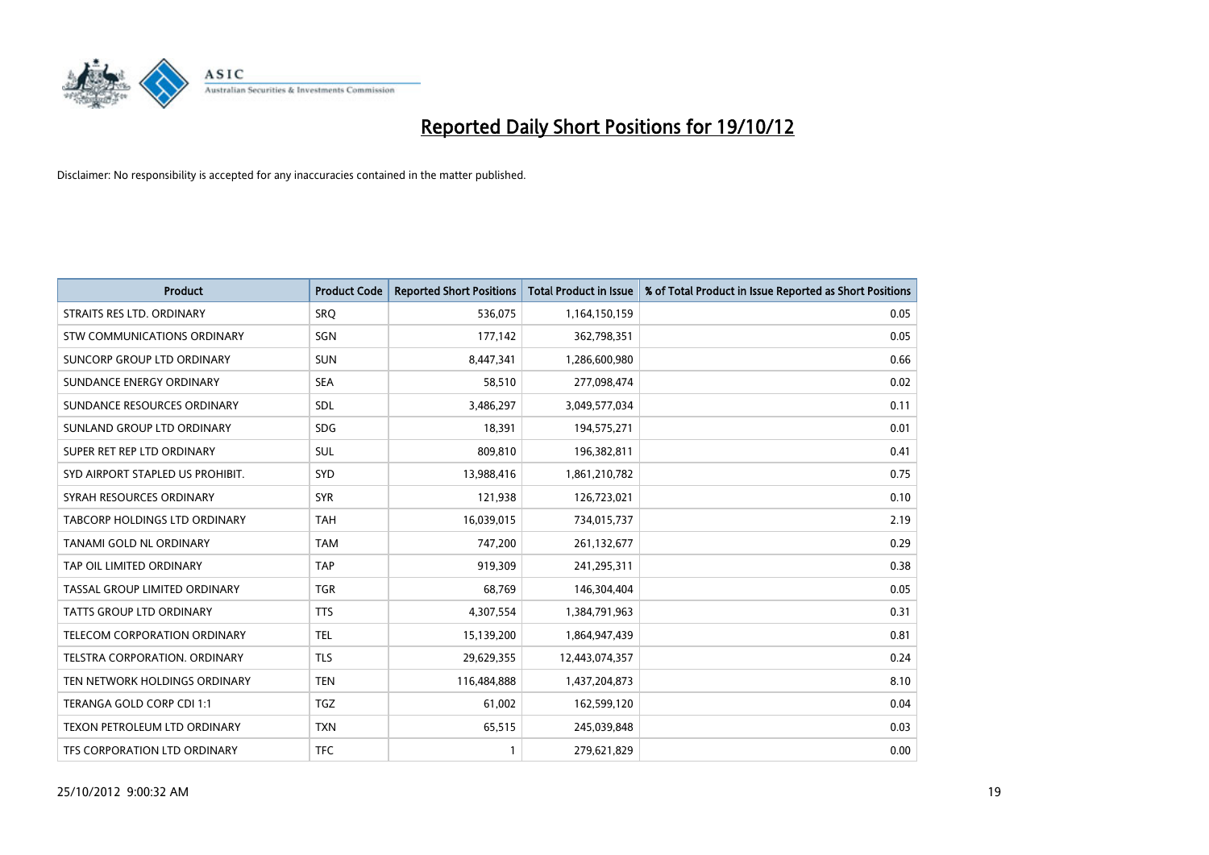# Reported Daily Short Positions for 19/10/12

Disclaimer: No responsibility is accepted for any inaccuracies contained in the matter published.

| Product | Product Code | Reported Short Positions | Total Product in Issue | % of Total Product in Issue Reported as Short Positions |
|---|---|---|---|---|
| STRAITS RES LTD. ORDINARY | SRQ | 536,075 | 1,164,150,159 | 0.05 |
| STW COMMUNICATIONS ORDINARY | SGN | 177,142 | 362,798,351 | 0.05 |
| SUNCORP GROUP LTD ORDINARY | SUN | 8,447,341 | 1,286,600,980 | 0.66 |
| SUNDANCE ENERGY ORDINARY | SEA | 58,510 | 277,098,474 | 0.02 |
| SUNDANCE RESOURCES ORDINARY | SDL | 3,486,297 | 3,049,577,034 | 0.11 |
| SUNLAND GROUP LTD ORDINARY | SDG | 18,391 | 194,575,271 | 0.01 |
| SUPER RET REP LTD ORDINARY | SUL | 809,810 | 196,382,811 | 0.41 |
| SYD AIRPORT STAPLED US PROHIBIT. | SYD | 13,988,416 | 1,861,210,782 | 0.75 |
| SYRAH RESOURCES ORDINARY | SYR | 121,938 | 126,723,021 | 0.10 |
| TABCORP HOLDINGS LTD ORDINARY | TAH | 16,039,015 | 734,015,737 | 2.19 |
| TANAMI GOLD NL ORDINARY | TAM | 747,200 | 261,132,677 | 0.29 |
| TAP OIL LIMITED ORDINARY | TAP | 919,309 | 241,295,311 | 0.38 |
| TASSAL GROUP LIMITED ORDINARY | TGR | 68,769 | 146,304,404 | 0.05 |
| TATTS GROUP LTD ORDINARY | TTS | 4,307,554 | 1,384,791,963 | 0.31 |
| TELECOM CORPORATION ORDINARY | TEL | 15,139,200 | 1,864,947,439 | 0.81 |
| TELSTRA CORPORATION. ORDINARY | TLS | 29,629,355 | 12,443,074,357 | 0.24 |
| TEN NETWORK HOLDINGS ORDINARY | TEN | 116,484,888 | 1,437,204,873 | 8.10 |
| TERANGA GOLD CORP CDI 1:1 | TGZ | 61,002 | 162,599,120 | 0.04 |
| TEXON PETROLEUM LTD ORDINARY | TXN | 65,515 | 245,039,848 | 0.03 |
| TFS CORPORATION LTD ORDINARY | TFC | 1 | 279,621,829 | 0.00 |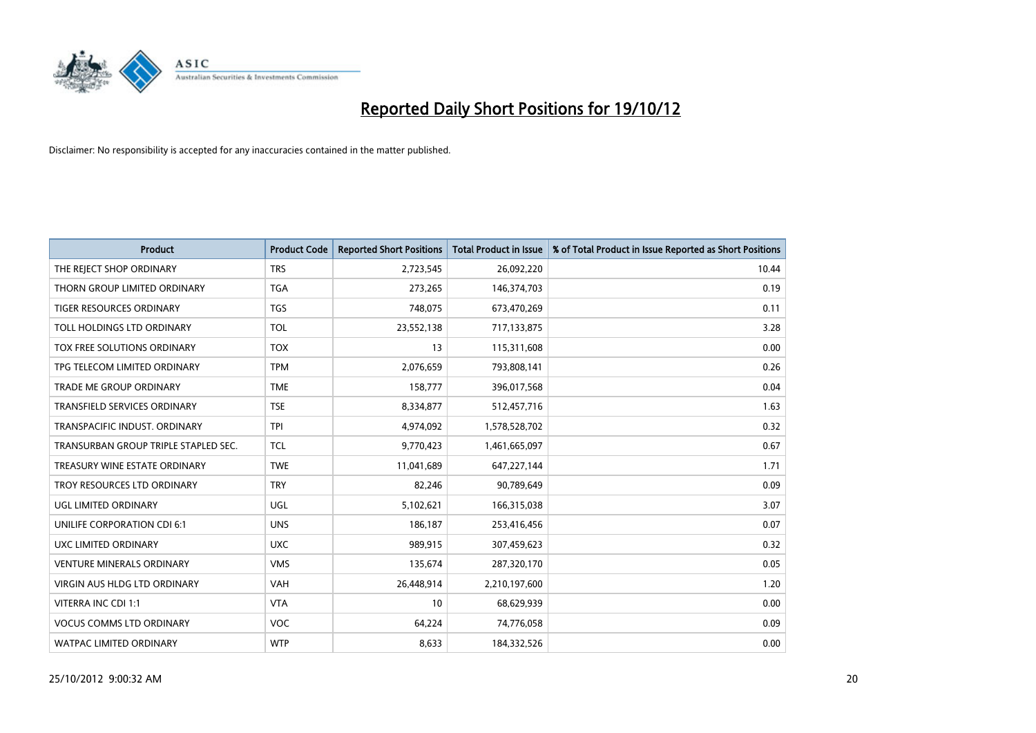# Reported Daily Short Positions for 19/10/12

Disclaimer: No responsibility is accepted for any inaccuracies contained in the matter published.

| Product | Product Code | Reported Short Positions | Total Product in Issue | % of Total Product in Issue Reported as Short Positions |
|---|---|---|---|---|
| THE REJECT SHOP ORDINARY | TRS | 2,723,545 | 26,092,220 | 10.44 |
| THORN GROUP LIMITED ORDINARY | TGA | 273,265 | 146,374,703 | 0.19 |
| TIGER RESOURCES ORDINARY | TGS | 748,075 | 673,470,269 | 0.11 |
| TOLL HOLDINGS LTD ORDINARY | TOL | 23,552,138 | 717,133,875 | 3.28 |
| TOX FREE SOLUTIONS ORDINARY | TOX | 13 | 115,311,608 | 0.00 |
| TPG TELECOM LIMITED ORDINARY | TPM | 2,076,659 | 793,808,141 | 0.26 |
| TRADE ME GROUP ORDINARY | TME | 158,777 | 396,017,568 | 0.04 |
| TRANSFIELD SERVICES ORDINARY | TSE | 8,334,877 | 512,457,716 | 1.63 |
| TRANSPACIFIC INDUST. ORDINARY | TPI | 4,974,092 | 1,578,528,702 | 0.32 |
| TRANSURBAN GROUP TRIPLE STAPLED SEC. | TCL | 9,770,423 | 1,461,665,097 | 0.67 |
| TREASURY WINE ESTATE ORDINARY | TWE | 11,041,689 | 647,227,144 | 1.71 |
| TROY RESOURCES LTD ORDINARY | TRY | 82,246 | 90,789,649 | 0.09 |
| UGL LIMITED ORDINARY | UGL | 5,102,621 | 166,315,038 | 3.07 |
| UNILIFE CORPORATION CDI 6:1 | UNS | 186,187 | 253,416,456 | 0.07 |
| UXC LIMITED ORDINARY | UXC | 989,915 | 307,459,623 | 0.32 |
| VENTURE MINERALS ORDINARY | VMS | 135,674 | 287,320,170 | 0.05 |
| VIRGIN AUS HLDG LTD ORDINARY | VAH | 26,448,914 | 2,210,197,600 | 1.20 |
| VITERRA INC CDI 1:1 | VTA | 10 | 68,629,939 | 0.00 |
| VOCUS COMMS LTD ORDINARY | VOC | 64,224 | 74,776,058 | 0.09 |
| WATPAC LIMITED ORDINARY | WTP | 8,633 | 184,332,526 | 0.00 |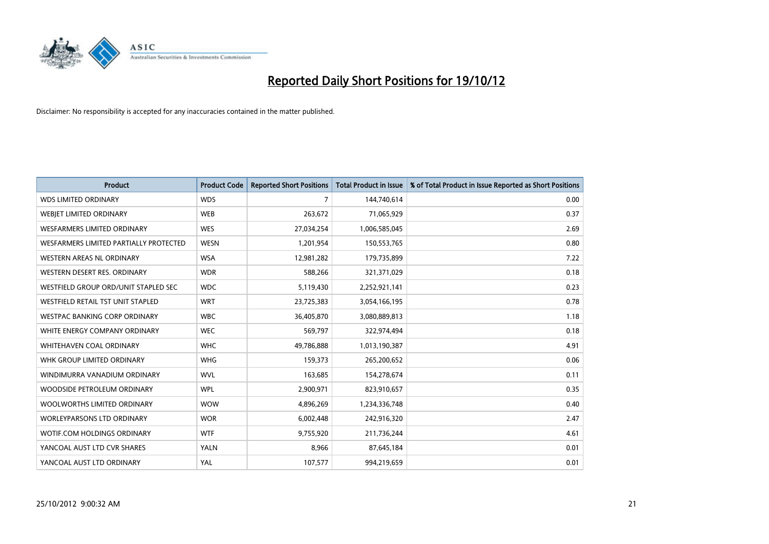# Reported Daily Short Positions for 19/10/12

Disclaimer: No responsibility is accepted for any inaccuracies contained in the matter published.

| Product | Product Code | Reported Short Positions | Total Product in Issue | % of Total Product in Issue Reported as Short Positions |
|---|---|---|---|---|
| WDS LIMITED ORDINARY | WDS | 7 | 144,740,614 | 0.00 |
| WEBJET LIMITED ORDINARY | WEB | 263,672 | 71,065,929 | 0.37 |
| WESFARMERS LIMITED ORDINARY | WES | 27,034,254 | 1,006,585,045 | 2.69 |
| WESFARMERS LIMITED PARTIALLY PROTECTED | WESN | 1,201,954 | 150,553,765 | 0.80 |
| WESTERN AREAS NL ORDINARY | WSA | 12,981,282 | 179,735,899 | 7.22 |
| WESTERN DESERT RES. ORDINARY | WDR | 588,266 | 321,371,029 | 0.18 |
| WESTFIELD GROUP ORD/UNIT STAPLED SEC | WDC | 5,119,430 | 2,252,921,141 | 0.23 |
| WESTFIELD RETAIL TST UNIT STAPLED | WRT | 23,725,383 | 3,054,166,195 | 0.78 |
| WESTPAC BANKING CORP ORDINARY | WBC | 36,405,870 | 3,080,889,813 | 1.18 |
| WHITE ENERGY COMPANY ORDINARY | WEC | 569,797 | 322,974,494 | 0.18 |
| WHITEHAVEN COAL ORDINARY | WHC | 49,786,888 | 1,013,190,387 | 4.91 |
| WHK GROUP LIMITED ORDINARY | WHG | 159,373 | 265,200,652 | 0.06 |
| WINDIMURRA VANADIUM ORDINARY | WVL | 163,685 | 154,278,674 | 0.11 |
| WOODSIDE PETROLEUM ORDINARY | WPL | 2,900,971 | 823,910,657 | 0.35 |
| WOOLWORTHS LIMITED ORDINARY | WOW | 4,896,269 | 1,234,336,748 | 0.40 |
| WORLEYPARSONS LTD ORDINARY | WOR | 6,002,448 | 242,916,320 | 2.47 |
| WOTIF.COM HOLDINGS ORDINARY | WTF | 9,755,920 | 211,736,244 | 4.61 |
| YANCOAL AUST LTD CVR SHARES | YALN | 8,966 | 87,645,184 | 0.01 |
| YANCOAL AUST LTD ORDINARY | YAL | 107,577 | 994,219,659 | 0.01 |

25/10/2012 9:00:32 AM